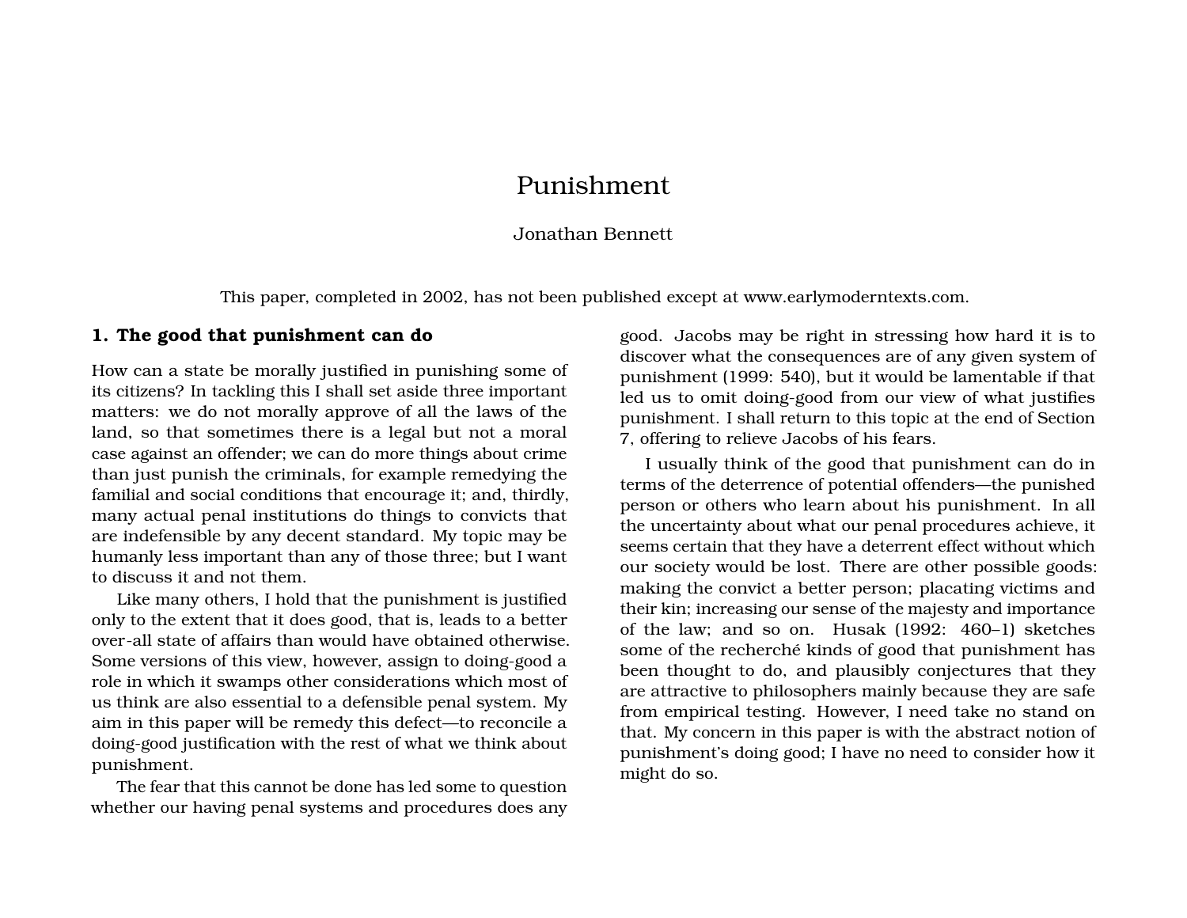# Punishment

Jonathan Bennett

This paper, completed in 2002, has not been published except at www.earlymoderntexts.com.

## 1. The good that punishment can do

How can a state be morally justified in punishing some of its citizens? In tackling this I shall set aside three important matters: we do not morally approve of all the laws of the land, so that sometimes there is a legal but not a moral case against an offender; we can do more things about crime than just punish the criminals, for example remedying the familial and social conditions that encourage it; and, thirdly, many actual penal institutions do things to convicts that are indefensible by any decent standard. My topic may be humanly less important than any of those three; but I want to discuss it and not them.

Like many others, I hold that the punishment is justified only to the extent that it does good, that is, leads to a better over-all state of affairs than would have obtained otherwise. Some versions of this view, however, assign to doing-good a role in which it swamps other considerations which most of us think are also essential to a defensible penal system. My aim in this paper will be remedy this defect—to reconcile a doing-good justification with the rest of what we think about punishment.

The fear that this cannot be done has led some to question whether our having penal systems and procedures does any good. Jacobs may be right in stressing how hard it is to discover what the consequences are of any given system of punishment (1999: 540), but it would be lamentable if that led us to omit doing-good from our view of what justifies punishment. I shall return to this topic at the end of Section 7, offering to relieve Jacobs of his fears.

I usually think of the good that punishment can do in terms of the deterrence of potential offenders—the punished person or others who learn about his punishment. In all the uncertainty about what our penal procedures achieve, it seems certain that they have a deterrent effect without which our society would be lost. There are other possible goods: making the convict a better person; placating victims and their kin; increasing our sense of the majesty and importance of the law; and so on. Husak (1992: 460–1) sketches some of the recherché kinds of good that punishment has been thought to do, and plausibly conjectures that they are attractive to philosophers mainly because they are safe from empirical testing. However, I need take no stand on that. My concern in this paper is with the abstract notion of punishment's doing good; I have no need to consider how it might do so.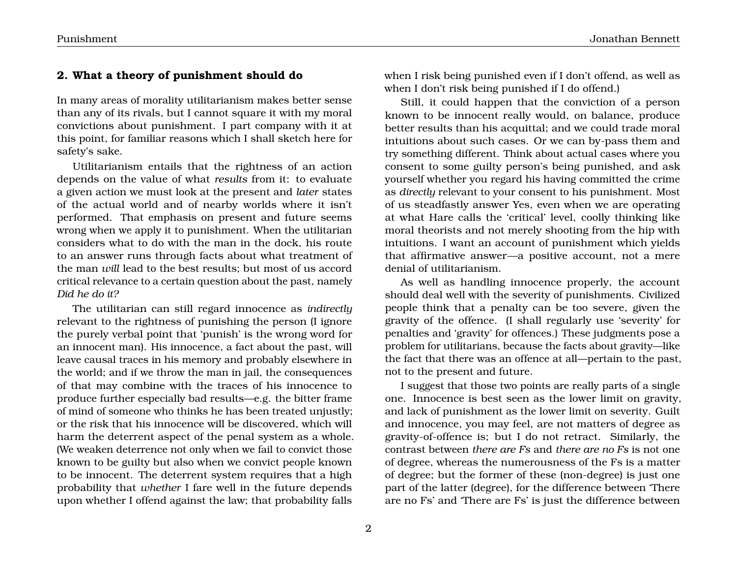## 2. What a theory of punishment should do

In many areas of morality utilitarianism makes better sense than any of its rivals, but I cannot square it with my moral convictions about punishment. I part company with it at this point, for familiar reasons which I shall sketch here for safety's sake.

Utilitarianism entails that the rightness of an action depends on the value of what *results* from it: to evaluate a given action we must look at the present and *later* states of the actual world and of nearby worlds where it isn't performed. That emphasis on present and future seems wrong when we apply it to punishment. When the utilitarian considers what to do with the man in the dock, his route to an answer runs through facts about what treatment of the man *will* lead to the best results; but most of us accord critical relevance to a certain question about the past, namely *Did he do it?*

The utilitarian can still regard innocence as *indirectly* relevant to the rightness of punishing the person (I ignore the purely verbal point that 'punish' is the wrong word for an innocent man). His innocence, a fact about the past, will leave causal traces in his memory and probably elsewhere in the world; and if we throw the man in jail, the consequences of that may combine with the traces of his innocence to produce further especially bad results—e.g. the bitter frame of mind of someone who thinks he has been treated unjustly; or the risk that his innocence will be discovered, which will harm the deterrent aspect of the penal system as a whole. (We weaken deterrence not only when we fail to convict those known to be guilty but also when we convict people known to be innocent. The deterrent system requires that a high probability that *whether* I fare well in the future depends upon whether I offend against the law; that probability falls when I risk being punished even if I don't offend, as well as when I don't risk being punished if I do offend.)

Still, it could happen that the conviction of a person known to be innocent really would, on balance, produce better results than his acquittal; and we could trade moral intuitions about such cases. Or we can by-pass them and try something different. Think about actual cases where you consent to some guilty person's being punished, and ask yourself whether you regard his having committed the crime as *directly* relevant to your consent to his punishment. Most of us steadfastly answer Yes, even when we are operating at what Hare calls the 'critical' level, coolly thinking like moral theorists and not merely shooting from the hip with intuitions. I want an account of punishment which yields that affirmative answer—a positive account, not a mere denial of utilitarianism.

As well as handling innocence properly, the account should deal well with the severity of punishments. Civilized people think that a penalty can be too severe, given the gravity of the offence. (I shall regularly use 'severity' for penalties and 'gravity' for offences.) These judgments pose a problem for utilitarians, because the facts about gravity—like the fact that there was an offence at all—pertain to the past, not to the present and future.

I suggest that those two points are really parts of a single one. Innocence is best seen as the lower limit on gravity, and lack of punishment as the lower limit on severity. Guilt and innocence, you may feel, are not matters of degree as gravity-of-offence is; but I do not retract. Similarly, the contrast between *there are Fs* and *there are no Fs* is not one of degree, whereas the numerousness of the Fs is a matter of degree; but the former of these (non-degree) is just one part of the latter (degree), for the difference between 'There are no Fs' and 'There are Fs' is just the difference between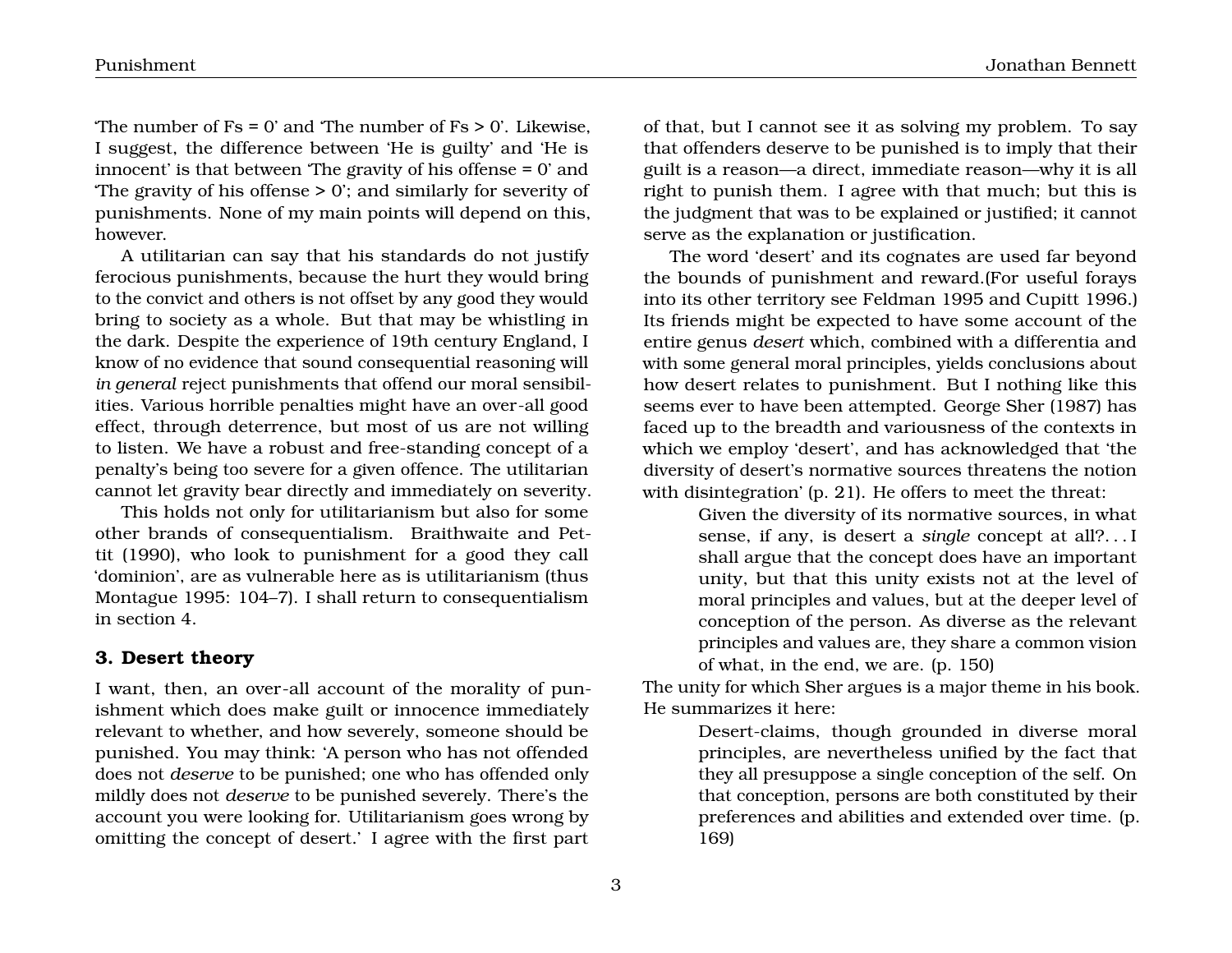'The number of Fs = 0' and 'The number of Fs > 0'. Likewise, I suggest, the difference between 'He is guilty' and 'He is innocent' is that between 'The gravity of his offense = 0' and 'The gravity of his offense > 0'; and similarly for severity of punishments. None of my main points will depend on this, however.

A utilitarian can say that his standards do not justify ferocious punishments, because the hurt they would bring to the convict and others is not offset by any good they would bring to society as a whole. But that may be whistling in the dark. Despite the experience of 19th century England, I know of no evidence that sound consequential reasoning will *in general* reject punishments that offend our moral sensibilities. Various horrible penalties might have an over-all good effect, through deterrence, but most of us are not willing to listen. We have a robust and free-standing concept of a penalty's being too severe for a given offence. The utilitarian cannot let gravity bear directly and immediately on severity.

This holds not only for utilitarianism but also for some other brands of consequentialism. Braithwaite and Pettit (1990), who look to punishment for a good they call 'dominion', are as vulnerable here as is utilitarianism (thus Montague 1995: 104–7). I shall return to consequentialism in section 4.

## 3. Desert theory

I want, then, an over-all account of the morality of punishment which does make guilt or innocence immediately relevant to whether, and how severely, someone should be punished. You may think: 'A person who has not offended does not *deserve* to be punished; one who has offended only mildly does not *deserve* to be punished severely. There's the account you were looking for. Utilitarianism goes wrong by omitting the concept of desert.' I agree with the first part of that, but I cannot see it as solving my problem. To say that offenders deserve to be punished is to imply that their guilt is a reason—a direct, immediate reason—why it is all right to punish them. I agree with that much; but this is the judgment that was to be explained or justified; it cannot serve as the explanation or justification.

The word 'desert' and its cognates are used far beyond the bounds of punishment and reward.(For useful forays into its other territory see Feldman 1995 and Cupitt 1996.) Its friends might be expected to have some account of the entire genus *desert* which, combined with a differentia and with some general moral principles, yields conclusions about how desert relates to punishment. But I nothing like this seems ever to have been attempted. George Sher (1987) has faced up to the breadth and variousness of the contexts in which we employ 'desert', and has acknowledged that 'the diversity of desert's normative sources threatens the notion with disintegration' (p. 21). He offers to meet the threat:

> Given the diversity of its normative sources, in what sense, if any, is desert a *single* concept at all?. . . I shall argue that the concept does have an important unity, but that this unity exists not at the level of moral principles and values, but at the deeper level of conception of the person. As diverse as the relevant principles and values are, they share a common vision of what, in the end, we are. (p. 150)

The unity for which Sher argues is a major theme in his book. He summarizes it here:

> Desert-claims, though grounded in diverse moral principles, are nevertheless unified by the fact that they all presuppose a single conception of the self. On that conception, persons are both constituted by their preferences and abilities and extended over time. (p. 169)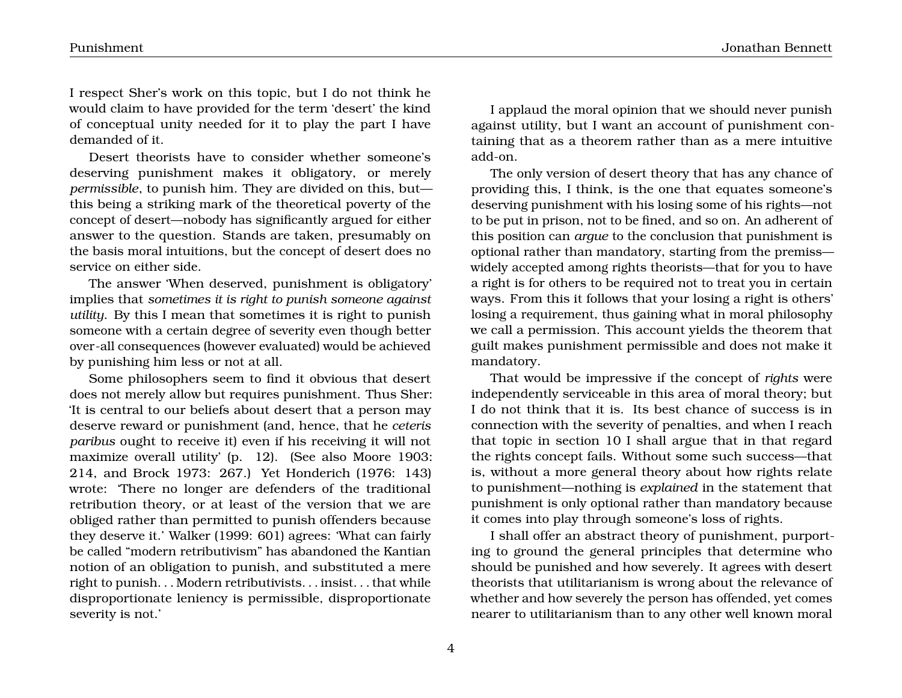I respect Sher's work on this topic, but I do not think he would claim to have provided for the term 'desert' the kind of conceptual unity needed for it to play the part I have demanded of it.

Desert theorists have to consider whether someone's deserving punishment makes it obligatory, or merely *permissible*, to punish him. They are divided on this, but—this being a striking mark of the theoretical poverty of the concept of desert—nobody has significantly argued for either answer to the question. Stands are taken, presumably on the basis moral intuitions, but the concept of desert does no service on either side.

The answer 'When deserved, punishment is obligatory' implies that *sometimes it is right to punish someone against utility*. By this I mean that sometimes it is right to punish someone with a certain degree of severity even though better over-all consequences (however evaluated) would be achieved by punishing him less or not at all.

Some philosophers seem to find it obvious that desert does not merely allow but requires punishment. Thus Sher: 'It is central to our beliefs about desert that a person may deserve reward or punishment (and, hence, that he *ceteris paribus* ought to receive it) even if his receiving it will not maximize overall utility' (p. 12). (See also Moore 1903: 214, and Brock 1973: 267.) Yet Honderich (1976: 143) wrote: 'There no longer are defenders of the traditional retribution theory, or at least of the version that we are obliged rather than permitted to punish offenders because they deserve it.' Walker (1999: 601) agrees: 'What can fairly be called "modern retributivism" has abandoned the Kantian notion of an obligation to punish, and substituted a mere right to punish. . . Modern retributivists. . . insist. . . that while disproportionate leniency is permissible, disproportionate severity is not.'

I applaud the moral opinion that we should never punish against utility, but I want an account of punishment containing that as a theorem rather than as a mere intuitive add-on.

The only version of desert theory that has any chance of providing this, I think, is the one that equates someone's deserving punishment with his losing some of his rights—not to be put in prison, not to be fined, and so on. An adherent of this position can *argue* to the conclusion that punishment is optional rather than mandatory, starting from the premiss—widely accepted among rights theorists—that for you to have a right is for others to be required not to treat you in certain ways. From this it follows that your losing a right is others' losing a requirement, thus gaining what in moral philosophy we call a permission. This account yields the theorem that guilt makes punishment permissible and does not make it mandatory.

That would be impressive if the concept of *rights* were independently serviceable in this area of moral theory; but I do not think that it is. Its best chance of success is in connection with the severity of penalties, and when I reach that topic in section 10 I shall argue that in that regard the rights concept fails. Without some such success—that is, without a more general theory about how rights relate to punishment—nothing is *explained* in the statement that punishment is only optional rather than mandatory because it comes into play through someone's loss of rights.

I shall offer an abstract theory of punishment, purporting to ground the general principles that determine who should be punished and how severely. It agrees with desert theorists that utilitarianism is wrong about the relevance of whether and how severely the person has offended, yet comes nearer to utilitarianism than to any other well known moral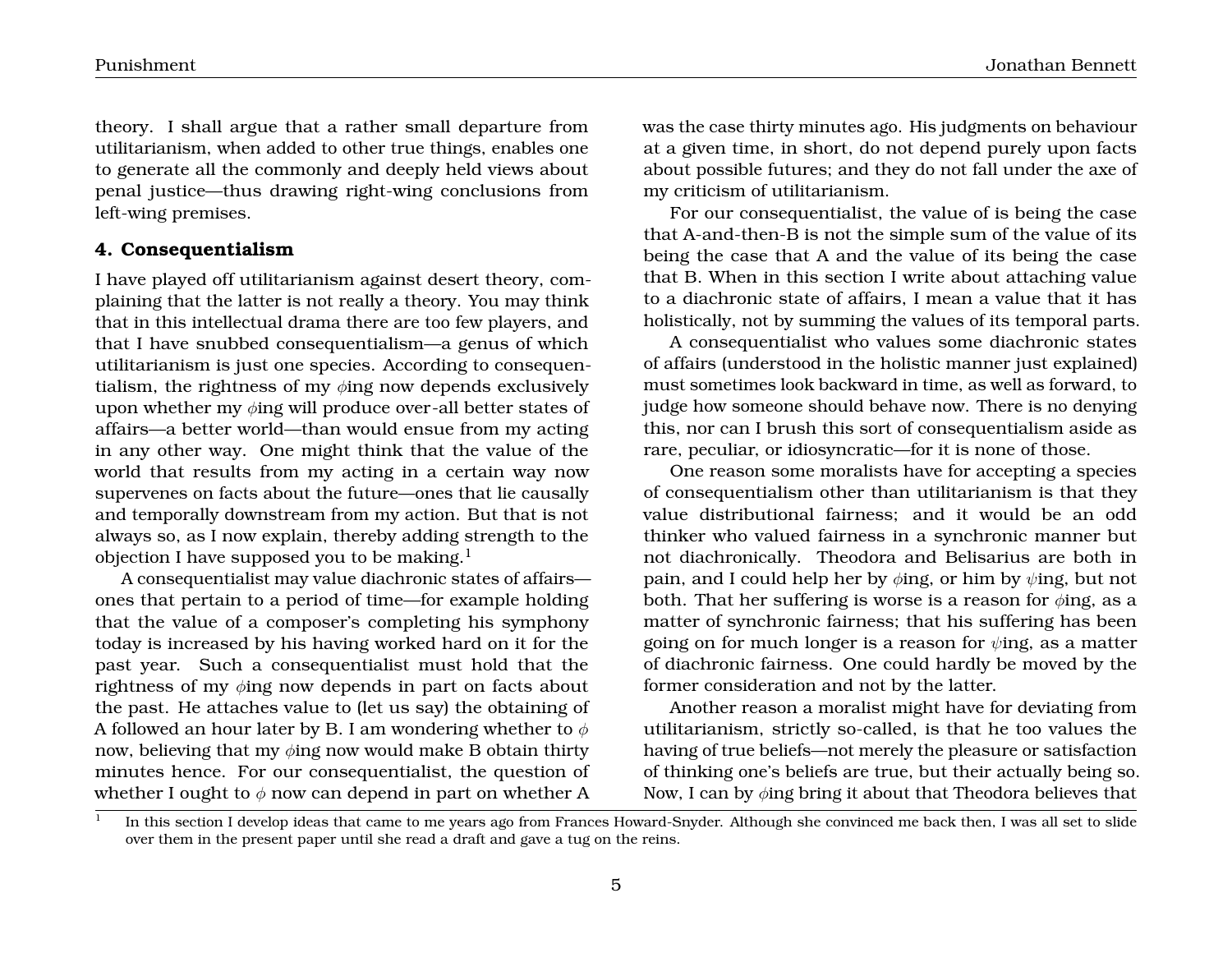theory. I shall argue that a rather small departure from utilitarianism, when added to other true things, enables one to generate all the commonly and deeply held views about penal justice—thus drawing right-wing conclusions from left-wing premises.

## 4. Consequentialism

I have played off utilitarianism against desert theory, complaining that the latter is not really a theory. You may think that in this intellectual drama there are too few players, and that I have snubbed consequentialism—a genus of which utilitarianism is just one species. According to consequentialism, the rightness of my $\phi$ing now depends exclusively upon whether my $\phi$ing will produce over-all better states of affairs—a better world—than would ensue from my acting in any other way. One might think that the value of the world that results from my acting in a certain way now supervenes on facts about the future—ones that lie causally and temporally downstream from my action. But that is not always so, as I now explain, thereby adding strength to the objection I have supposed you to be making.[1]

A consequentialist may value diachronic states of affairs—ones that pertain to a period of time—for example holding that the value of a composer's completing his symphony today is increased by his having worked hard on it for the past year. Such a consequentialist must hold that the rightness of my $\phi$ing now depends in part on facts about the past. He attaches value to (let us say) the obtaining of A followed an hour later by B. I am wondering whether to $\phi$ now, believing that my $\phi$ing now would make B obtain thirty minutes hence. For our consequentialist, the question of whether I ought to $\phi$ now can depend in part on whether A was the case thirty minutes ago. His judgments on behaviour at a given time, in short, do not depend purely upon facts about possible futures; and they do not fall under the axe of my criticism of utilitarianism.

For our consequentialist, the value of is being the case that A-and-then-B is not the simple sum of the value of its being the case that A and the value of its being the case that B. When in this section I write about attaching value to a diachronic state of affairs, I mean a value that it has holistically, not by summing the values of its temporal parts.

A consequentialist who values some diachronic states of affairs (understood in the holistic manner just explained) must sometimes look backward in time, as well as forward, to judge how someone should behave now. There is no denying this, nor can I brush this sort of consequentialism aside as rare, peculiar, or idiosyncratic—for it is none of those.

One reason some moralists have for accepting a species of consequentialism other than utilitarianism is that they value distributional fairness; and it would be an odd thinker who valued fairness in a synchronic manner but not diachronically. Theodora and Belisarius are both in pain, and I could help her by $\phi$ing, or him by $\psi$ing, but not both. That her suffering is worse is a reason for $\phi$ing, as a matter of synchronic fairness; that his suffering has been going on for much longer is a reason for $\psi$ing, as a matter of diachronic fairness. One could hardly be moved by the former consideration and not by the latter.

Another reason a moralist might have for deviating from utilitarianism, strictly so-called, is that he too values the having of true beliefs—not merely the pleasure or satisfaction of thinking one's beliefs are true, but their actually being so. Now, I can by $\phi$ing bring it about that Theodora believes that

[1] In this section I develop ideas that came to me years ago from Frances Howard-Snyder. Although she convinced me back then, I was all set to slide over them in the present paper until she read a draft and gave a tug on the reins.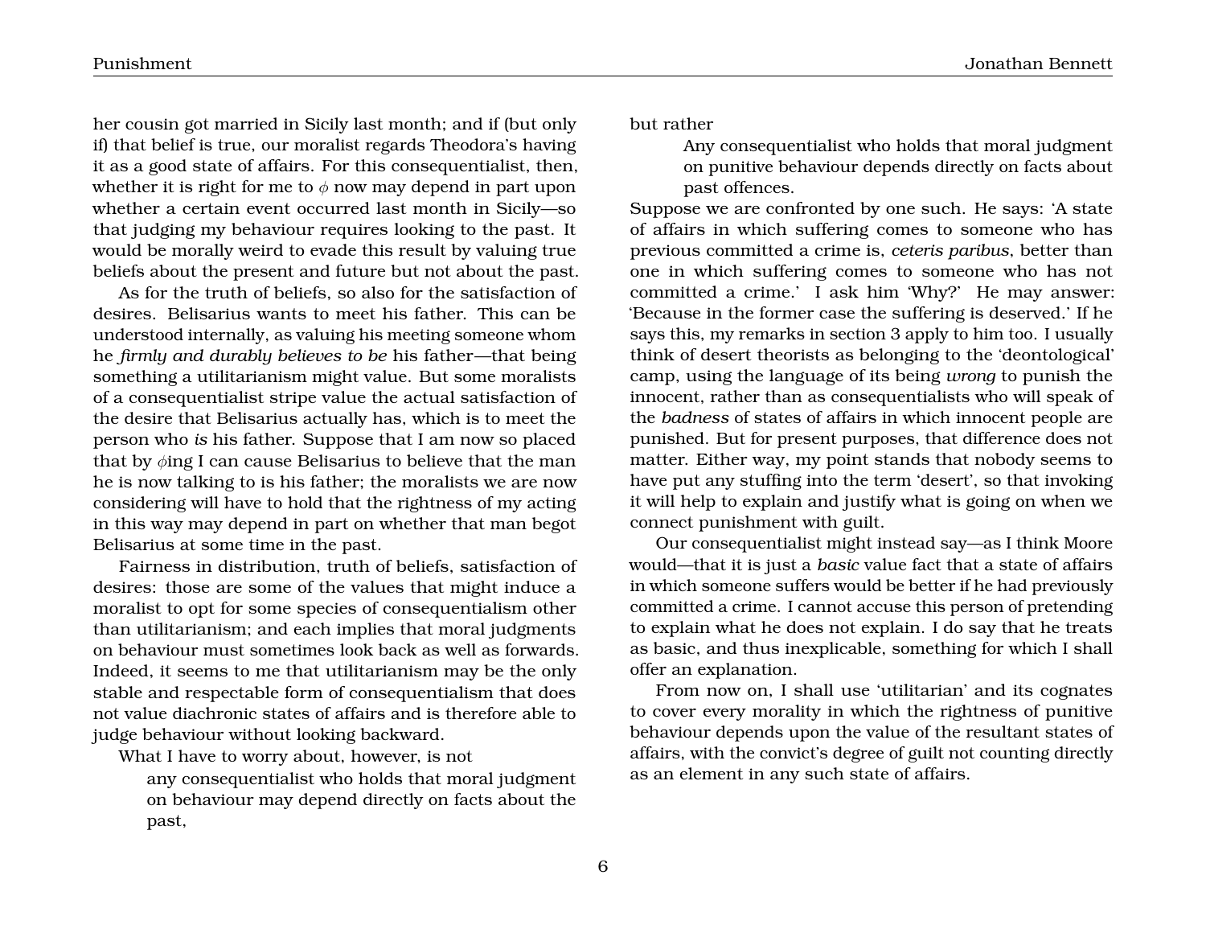her cousin got married in Sicily last month; and if (but only if) that belief is true, our moralist regards Theodora's having it as a good state of affairs. For this consequentialist, then, whether it is right for me to $\phi$ now may depend in part upon whether a certain event occurred last month in Sicily—so that judging my behaviour requires looking to the past. It would be morally weird to evade this result by valuing true beliefs about the present and future but not about the past.

As for the truth of beliefs, so also for the satisfaction of desires. Belisarius wants to meet his father. This can be understood internally, as valuing his meeting someone whom he *firmly and durably believes to be* his father—that being something a utilitarianism might value. But some moralists of a consequentialist stripe value the actual satisfaction of the desire that Belisarius actually has, which is to meet the person who *is* his father. Suppose that I am now so placed that by $\phi$ing I can cause Belisarius to believe that the man he is now talking to is his father; the moralists we are now considering will have to hold that the rightness of my acting in this way may depend in part on whether that man begot Belisarius at some time in the past.

Fairness in distribution, truth of beliefs, satisfaction of desires: those are some of the values that might induce a moralist to opt for some species of consequentialism other than utilitarianism; and each implies that moral judgments on behaviour must sometimes look back as well as forwards. Indeed, it seems to me that utilitarianism may be the only stable and respectable form of consequentialism that does not value diachronic states of affairs and is therefore able to judge behaviour without looking backward.

What I have to worry about, however, is not

> any consequentialist who holds that moral judgment on behaviour may depend directly on facts about the past,

but rather

> Any consequentialist who holds that moral judgment on punitive behaviour depends directly on facts about past offences.

Suppose we are confronted by one such. He says: 'A state of affairs in which suffering comes to someone who has previous committed a crime is, *ceteris paribus*, better than one in which suffering comes to someone who has not committed a crime.' I ask him 'Why?' He may answer: 'Because in the former case the suffering is deserved.' If he says this, my remarks in section 3 apply to him too. I usually think of desert theorists as belonging to the 'deontological' camp, using the language of its being *wrong* to punish the innocent, rather than as consequentialists who will speak of the *badness* of states of affairs in which innocent people are punished. But for present purposes, that difference does not matter. Either way, my point stands that nobody seems to have put any stuffing into the term 'desert', so that invoking it will help to explain and justify what is going on when we connect punishment with guilt.

Our consequentialist might instead say—as I think Moore would—that it is just a *basic* value fact that a state of affairs in which someone suffers would be better if he had previously committed a crime. I cannot accuse this person of pretending to explain what he does not explain. I do say that he treats as basic, and thus inexplicable, something for which I shall offer an explanation.

From now on, I shall use 'utilitarian' and its cognates to cover every morality in which the rightness of punitive behaviour depends upon the value of the resultant states of affairs, with the convict's degree of guilt not counting directly as an element in any such state of affairs.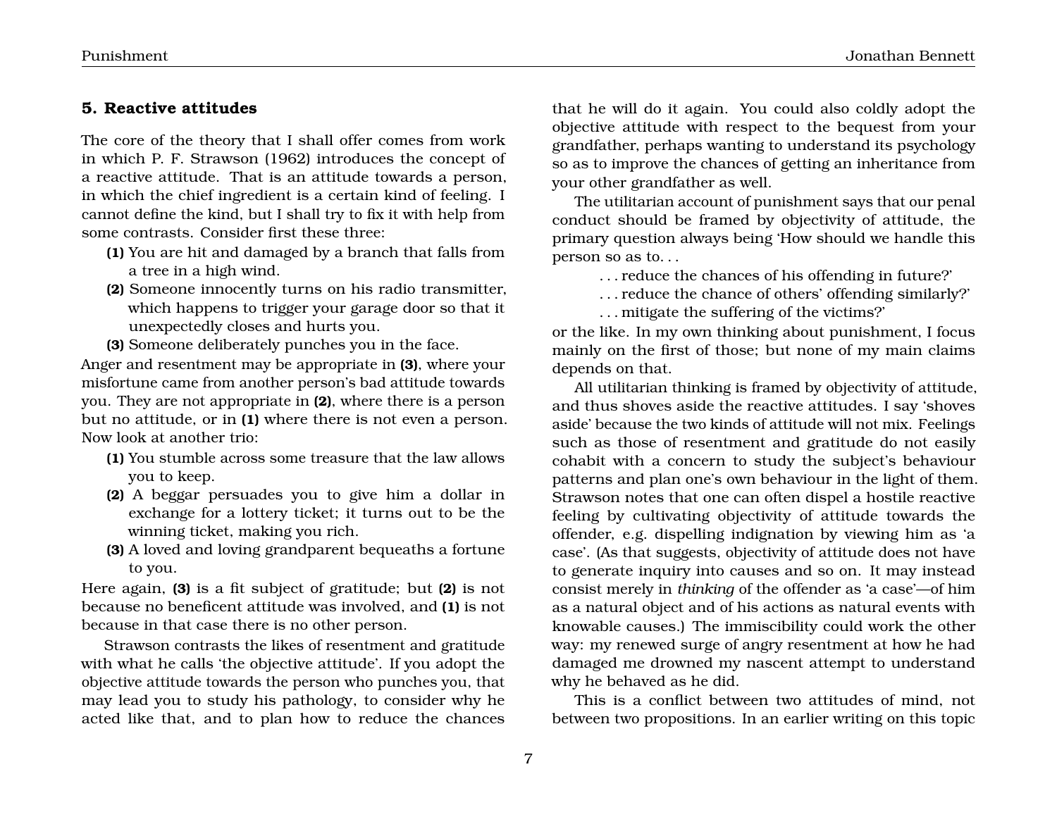## 5. Reactive attitudes

The core of the theory that I shall offer comes from work in which P. F. Strawson (1962) introduces the concept of a reactive attitude. That is an attitude towards a person, in which the chief ingredient is a certain kind of feeling. I cannot define the kind, but I shall try to fix it with help from some contrasts. Consider first these three:

**(1)** You are hit and damaged by a branch that falls from a tree in a high wind.

**(2)** Someone innocently turns on his radio transmitter, which happens to trigger your garage door so that it unexpectedly closes and hurts you.

**(3)** Someone deliberately punches you in the face.

Anger and resentment may be appropriate in **(3)**, where your misfortune came from another person's bad attitude towards you. They are not appropriate in **(2)**, where there is a person but no attitude, or in **(1)** where there is not even a person. Now look at another trio:

**(1)** You stumble across some treasure that the law allows you to keep.

**(2)** A beggar persuades you to give him a dollar in exchange for a lottery ticket; it turns out to be the winning ticket, making you rich.

**(3)** A loved and loving grandparent bequeaths a fortune to you.

Here again, **(3)** is a fit subject of gratitude; but **(2)** is not because no beneficent attitude was involved, and **(1)** is not because in that case there is no other person.

Strawson contrasts the likes of resentment and gratitude with what he calls 'the objective attitude'. If you adopt the objective attitude towards the person who punches you, that may lead you to study his pathology, to consider why he acted like that, and to plan how to reduce the chances that he will do it again. You could also coldly adopt the objective attitude with respect to the bequest from your grandfather, perhaps wanting to understand its psychology so as to improve the chances of getting an inheritance from your other grandfather as well.

The utilitarian account of punishment says that our penal conduct should be framed by objectivity of attitude, the primary question always being 'How should we handle this person so as to. . .

. . . reduce the chances of his offending in future?'
. . . reduce the chance of others' offending similarly?'
. . . mitigate the suffering of the victims?'

or the like. In my own thinking about punishment, I focus mainly on the first of those; but none of my main claims depends on that.

All utilitarian thinking is framed by objectivity of attitude, and thus shoves aside the reactive attitudes. I say 'shoves aside' because the two kinds of attitude will not mix. Feelings such as those of resentment and gratitude do not easily cohabit with a concern to study the subject's behaviour patterns and plan one's own behaviour in the light of them. Strawson notes that one can often dispel a hostile reactive feeling by cultivating objectivity of attitude towards the offender, e.g. dispelling indignation by viewing him as 'a case'. (As that suggests, objectivity of attitude does not have to generate inquiry into causes and so on. It may instead consist merely in *thinking* of the offender as 'a case'—of him as a natural object and of his actions as natural events with knowable causes.) The immiscibility could work the other way: my renewed surge of angry resentment at how he had damaged me drowned my nascent attempt to understand why he behaved as he did.

This is a conflict between two attitudes of mind, not between two propositions. In an earlier writing on this topic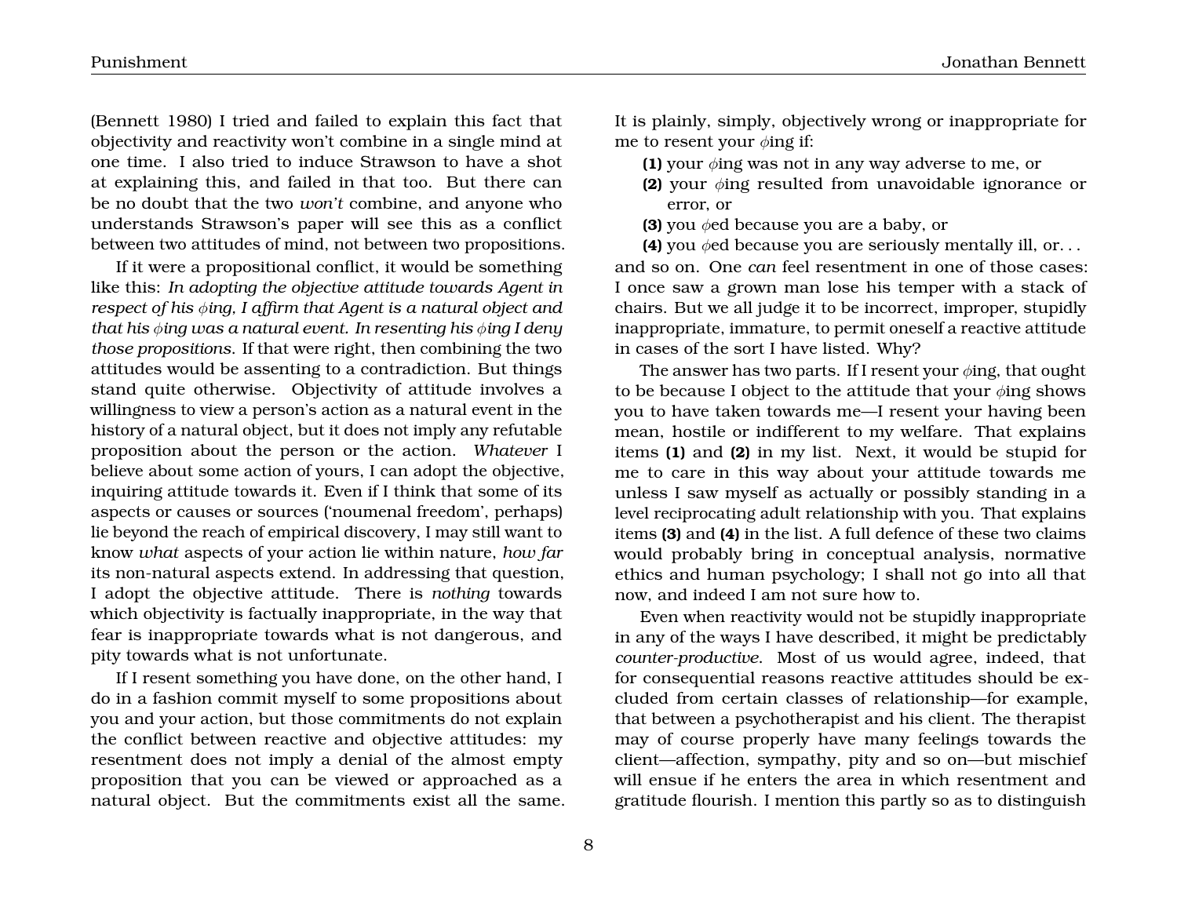(Bennett 1980) I tried and failed to explain this fact that objectivity and reactivity won't combine in a single mind at one time. I also tried to induce Strawson to have a shot at explaining this, and failed in that too. But there can be no doubt that the two *won't* combine, and anyone who understands Strawson's paper will see this as a conflict between two attitudes of mind, not between two propositions.

If it were a propositional conflict, it would be something like this: *In adopting the objective attitude towards Agent in respect of his $\phi$ing, I affirm that Agent is a natural object and that his $\phi$ing was a natural event. In resenting his $\phi$ing I deny those propositions.* If that were right, then combining the two attitudes would be assenting to a contradiction. But things stand quite otherwise. Objectivity of attitude involves a willingness to view a person's action as a natural event in the history of a natural object, but it does not imply any refutable proposition about the person or the action. *Whatever* I believe about some action of yours, I can adopt the objective, inquiring attitude towards it. Even if I think that some of its aspects or causes or sources ('noumenal freedom', perhaps) lie beyond the reach of empirical discovery, I may still want to know *what* aspects of your action lie within nature, *how far* its non-natural aspects extend. In addressing that question, I adopt the objective attitude. There is *nothing* towards which objectivity is factually inappropriate, in the way that fear is inappropriate towards what is not dangerous, and pity towards what is not unfortunate.

If I resent something you have done, on the other hand, I do in a fashion commit myself to some propositions about you and your action, but those commitments do not explain the conflict between reactive and objective attitudes: my resentment does not imply a denial of the almost empty proposition that you can be viewed or approached as a natural object. But the commitments exist all the same. It is plainly, simply, objectively wrong or inappropriate for me to resent your $\phi$ing if:

**(1)** your $\phi$ing was not in any way adverse to me, or

**(2)** your $\phi$ing resulted from unavoidable ignorance or error, or

**(3)** you $\phi$ed because you are a baby, or

**(4)** you $\phi$ed because you are seriously mentally ill, or. . .

and so on. One *can* feel resentment in one of those cases: I once saw a grown man lose his temper with a stack of chairs. But we all judge it to be incorrect, improper, stupidly inappropriate, immature, to permit oneself a reactive attitude in cases of the sort I have listed. Why?

The answer has two parts. If I resent your $\phi$ing, that ought to be because I object to the attitude that your $\phi$ing shows you to have taken towards me—I resent your having been mean, hostile or indifferent to my welfare. That explains items **(1)** and **(2)** in my list. Next, it would be stupid for me to care in this way about your attitude towards me unless I saw myself as actually or possibly standing in a level reciprocating adult relationship with you. That explains items **(3)** and **(4)** in the list. A full defence of these two claims would probably bring in conceptual analysis, normative ethics and human psychology; I shall not go into all that now, and indeed I am not sure how to.

Even when reactivity would not be stupidly inappropriate in any of the ways I have described, it might be predictably *counter-productive*. Most of us would agree, indeed, that for consequential reasons reactive attitudes should be excluded from certain classes of relationship—for example, that between a psychotherapist and his client. The therapist may of course properly have many feelings towards the client—affection, sympathy, pity and so on—but mischief will ensue if he enters the area in which resentment and gratitude flourish. I mention this partly so as to distinguish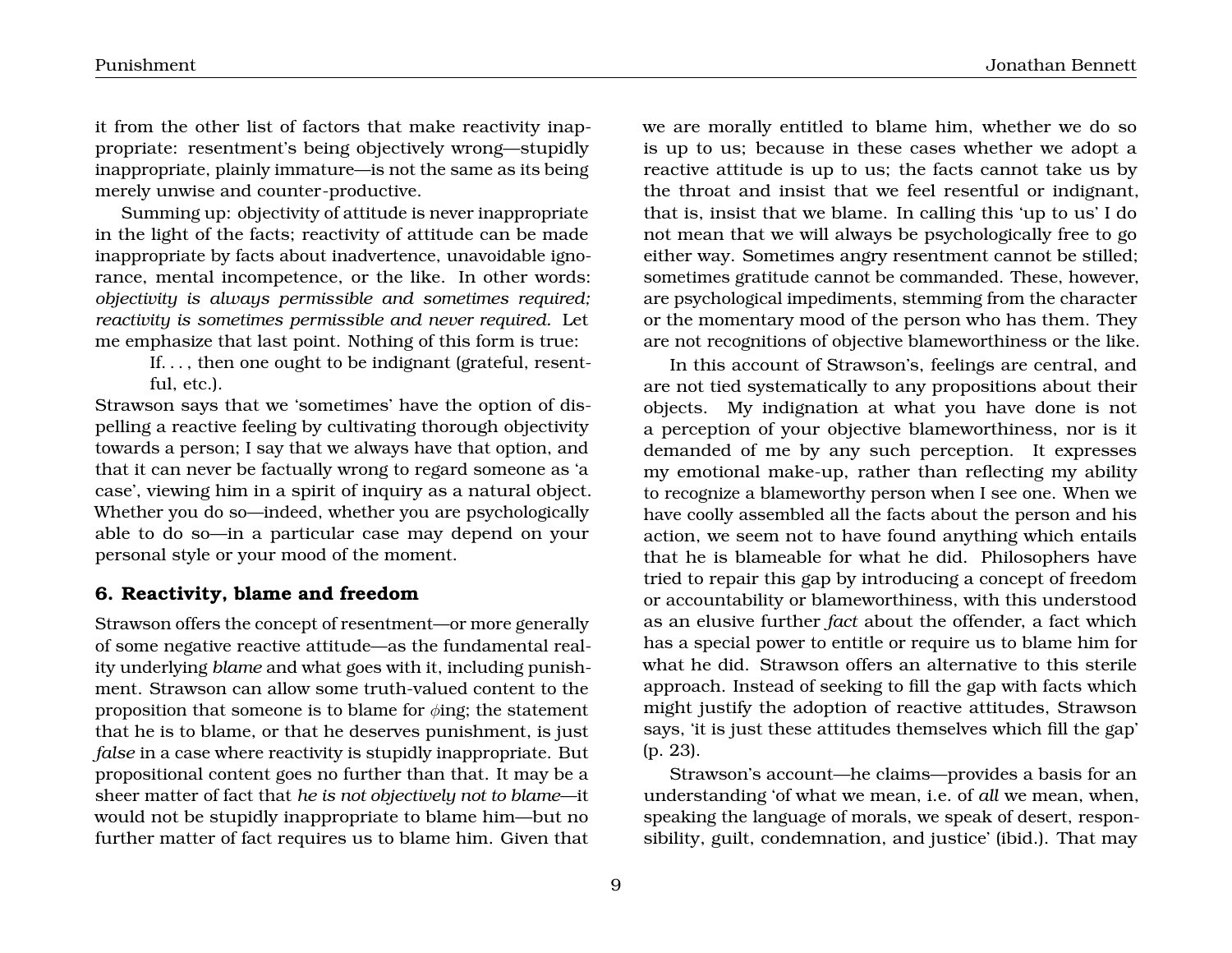it from the other list of factors that make reactivity inappropriate: resentment's being objectively wrong—stupidly inappropriate, plainly immature—is not the same as its being merely unwise and counter-productive.

Summing up: objectivity of attitude is never inappropriate in the light of the facts; reactivity of attitude can be made inappropriate by facts about inadvertence, unavoidable ignorance, mental incompetence, or the like. In other words: *objectivity is always permissible and sometimes required; reactivity is sometimes permissible and never required.* Let me emphasize that last point. Nothing of this form is true:

> If. . . , then one ought to be indignant (grateful, resentful, etc.).

Strawson says that we 'sometimes' have the option of dispelling a reactive feeling by cultivating thorough objectivity towards a person; I say that we always have that option, and that it can never be factually wrong to regard someone as 'a case', viewing him in a spirit of inquiry as a natural object. Whether you do so—indeed, whether you are psychologically able to do so—in a particular case may depend on your personal style or your mood of the moment.

## 6. Reactivity, blame and freedom

Strawson offers the concept of resentment—or more generally of some negative reactive attitude—as the fundamental reality underlying *blame* and what goes with it, including punishment. Strawson can allow some truth-valued content to the proposition that someone is to blame for $\phi$ing; the statement that he is to blame, or that he deserves punishment, is just *false* in a case where reactivity is stupidly inappropriate. But propositional content goes no further than that. It may be a sheer matter of fact that *he is not objectively not to blame*—it would not be stupidly inappropriate to blame him—but no further matter of fact requires us to blame him. Given that we are morally entitled to blame him, whether we do so is up to us; because in these cases whether we adopt a reactive attitude is up to us; the facts cannot take us by the throat and insist that we feel resentful or indignant, that is, insist that we blame. In calling this 'up to us' I do not mean that we will always be psychologically free to go either way. Sometimes angry resentment cannot be stilled; sometimes gratitude cannot be commanded. These, however, are psychological impediments, stemming from the character or the momentary mood of the person who has them. They are not recognitions of objective blameworthiness or the like.

In this account of Strawson's, feelings are central, and are not tied systematically to any propositions about their objects. My indignation at what you have done is not a perception of your objective blameworthiness, nor is it demanded of me by any such perception. It expresses my emotional make-up, rather than reflecting my ability to recognize a blameworthy person when I see one. When we have coolly assembled all the facts about the person and his action, we seem not to have found anything which entails that he is blameable for what he did. Philosophers have tried to repair this gap by introducing a concept of freedom or accountability or blameworthiness, with this understood as an elusive further *fact* about the offender, a fact which has a special power to entitle or require us to blame him for what he did. Strawson offers an alternative to this sterile approach. Instead of seeking to fill the gap with facts which might justify the adoption of reactive attitudes, Strawson says, 'it is just these attitudes themselves which fill the gap' (p. 23).

Strawson's account—he claims—provides a basis for an understanding 'of what we mean, i.e. of *all* we mean, when, speaking the language of morals, we speak of desert, responsibility, guilt, condemnation, and justice' (ibid.). That may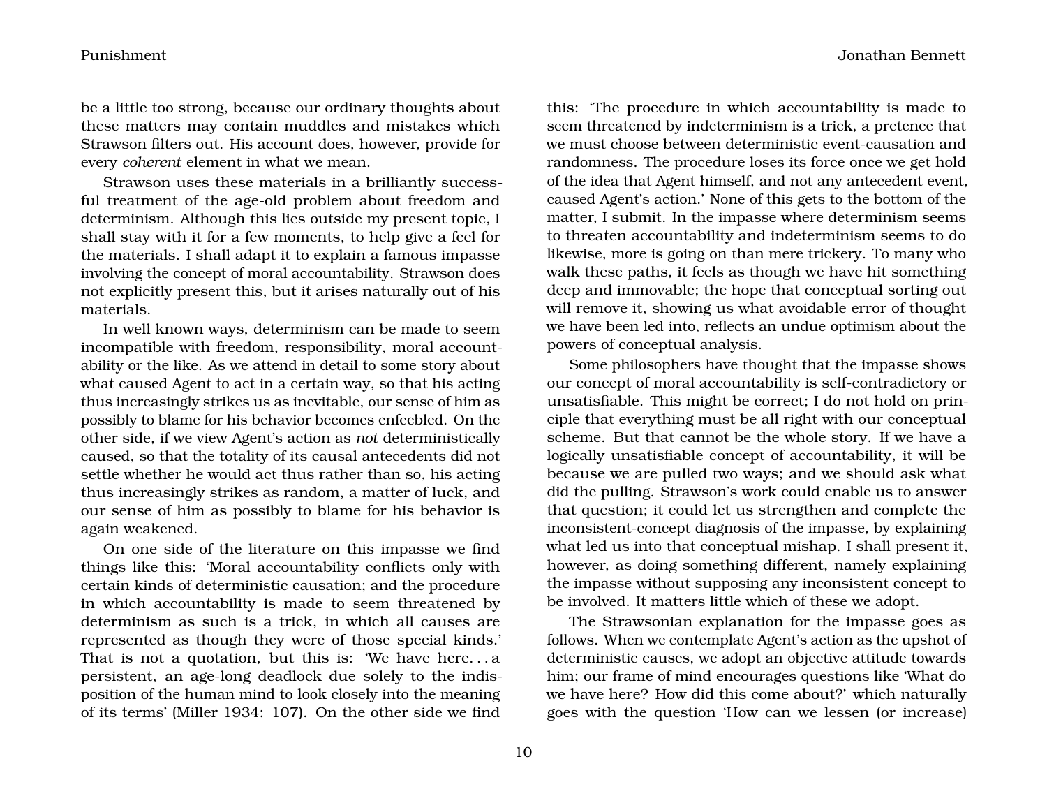be a little too strong, because our ordinary thoughts about these matters may contain muddles and mistakes which Strawson filters out. His account does, however, provide for every *coherent* element in what we mean.

Strawson uses these materials in a brilliantly successful treatment of the age-old problem about freedom and determinism. Although this lies outside my present topic, I shall stay with it for a few moments, to help give a feel for the materials. I shall adapt it to explain a famous impasse involving the concept of moral accountability. Strawson does not explicitly present this, but it arises naturally out of his materials.

In well known ways, determinism can be made to seem incompatible with freedom, responsibility, moral accountability or the like. As we attend in detail to some story about what caused Agent to act in a certain way, so that his acting thus increasingly strikes us as inevitable, our sense of him as possibly to blame for his behavior becomes enfeebled. On the other side, if we view Agent's action as *not* deterministically caused, so that the totality of its causal antecedents did not settle whether he would act thus rather than so, his acting thus increasingly strikes as random, a matter of luck, and our sense of him as possibly to blame for his behavior is again weakened.

On one side of the literature on this impasse we find things like this: 'Moral accountability conflicts only with certain kinds of deterministic causation; and the procedure in which accountability is made to seem threatened by determinism as such is a trick, in which all causes are represented as though they were of those special kinds.' That is not a quotation, but this is: 'We have here. . . a persistent, an age-long deadlock due solely to the indisposition of the human mind to look closely into the meaning of its terms' (Miller 1934: 107). On the other side we find this: 'The procedure in which accountability is made to seem threatened by indeterminism is a trick, a pretence that we must choose between deterministic event-causation and randomness. The procedure loses its force once we get hold of the idea that Agent himself, and not any antecedent event, caused Agent's action.' None of this gets to the bottom of the matter, I submit. In the impasse where determinism seems to threaten accountability and indeterminism seems to do likewise, more is going on than mere trickery. To many who walk these paths, it feels as though we have hit something deep and immovable; the hope that conceptual sorting out will remove it, showing us what avoidable error of thought we have been led into, reflects an undue optimism about the powers of conceptual analysis.

Some philosophers have thought that the impasse shows our concept of moral accountability is self-contradictory or unsatisfiable. This might be correct; I do not hold on principle that everything must be all right with our conceptual scheme. But that cannot be the whole story. If we have a logically unsatisfiable concept of accountability, it will be because we are pulled two ways; and we should ask what did the pulling. Strawson's work could enable us to answer that question; it could let us strengthen and complete the inconsistent-concept diagnosis of the impasse, by explaining what led us into that conceptual mishap. I shall present it, however, as doing something different, namely explaining the impasse without supposing any inconsistent concept to be involved. It matters little which of these we adopt.

The Strawsonian explanation for the impasse goes as follows. When we contemplate Agent's action as the upshot of deterministic causes, we adopt an objective attitude towards him; our frame of mind encourages questions like 'What do we have here? How did this come about?' which naturally goes with the question 'How can we lessen (or increase)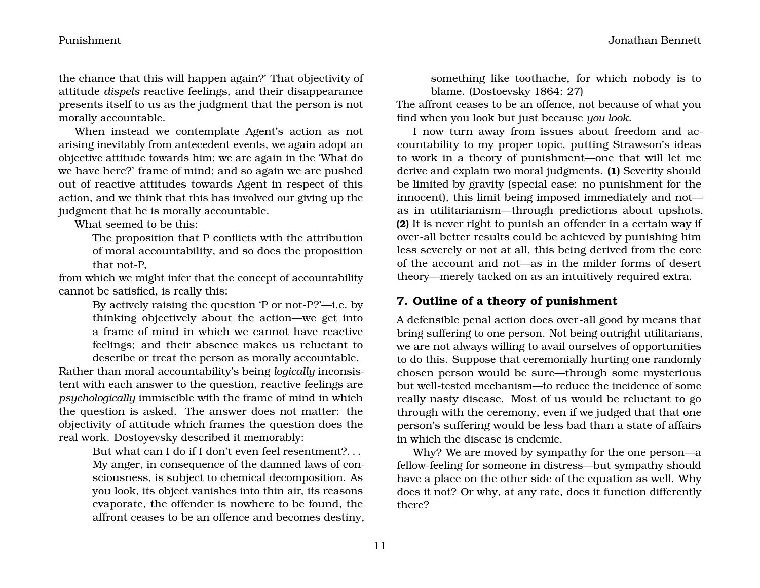the chance that this will happen again?' That objectivity of attitude *dispels* reactive feelings, and their disappearance presents itself to us as the judgment that the person is not morally accountable.

When instead we contemplate Agent's action as not arising inevitably from antecedent events, we again adopt an objective attitude towards him; we are again in the 'What do we have here?' frame of mind; and so again we are pushed out of reactive attitudes towards Agent in respect of this action, and we think that this has involved our giving up the judgment that he is morally accountable.

What seemed to be this:

> The proposition that P conflicts with the attribution of moral accountability, and so does the proposition that not-P,

from which we might infer that the concept of accountability cannot be satisfied, is really this:

> By actively raising the question 'P or not-P?'—i.e. by thinking objectively about the action—we get into a frame of mind in which we cannot have reactive feelings; and their absence makes us reluctant to describe or treat the person as morally accountable.

Rather than moral accountability's being *logically* inconsistent with each answer to the question, reactive feelings are *psychologically* immiscible with the frame of mind in which the question is asked. The answer does not matter: the objectivity of attitude which frames the question does the real work. Dostoyevsky described it memorably:

> But what can I do if I don't even feel resentment?. . . My anger, in consequence of the damned laws of consciousness, is subject to chemical decomposition. As you look, its object vanishes into thin air, its reasons evaporate, the offender is nowhere to be found, the affront ceases to be an offence and becomes destiny, something like toothache, for which nobody is to blame. (Dostoevsky 1864: 27)

The affront ceases to be an offence, not because of what you find when you look but just because *you look*.

I now turn away from issues about freedom and accountability to my proper topic, putting Strawson's ideas to work in a theory of punishment—one that will let me derive and explain two moral judgments. **(1)** Severity should be limited by gravity (special case: no punishment for the innocent), this limit being imposed immediately and not—as in utilitarianism—through predictions about upshots. **(2)** It is never right to punish an offender in a certain way if over-all better results could be achieved by punishing him less severely or not at all, this being derived from the core of the account and not—as in the milder forms of desert theory—merely tacked on as an intuitively required extra.

## 7. Outline of a theory of punishment

A defensible penal action does over-all good by means that bring suffering to one person. Not being outright utilitarians, we are not always willing to avail ourselves of opportunities to do this. Suppose that ceremonially hurting one randomly chosen person would be sure—through some mysterious but well-tested mechanism—to reduce the incidence of some really nasty disease. Most of us would be reluctant to go through with the ceremony, even if we judged that that one person's suffering would be less bad than a state of affairs in which the disease is endemic.

Why? We are moved by sympathy for the one person—a fellow-feeling for someone in distress—but sympathy should have a place on the other side of the equation as well. Why does it not? Or why, at any rate, does it function differently there?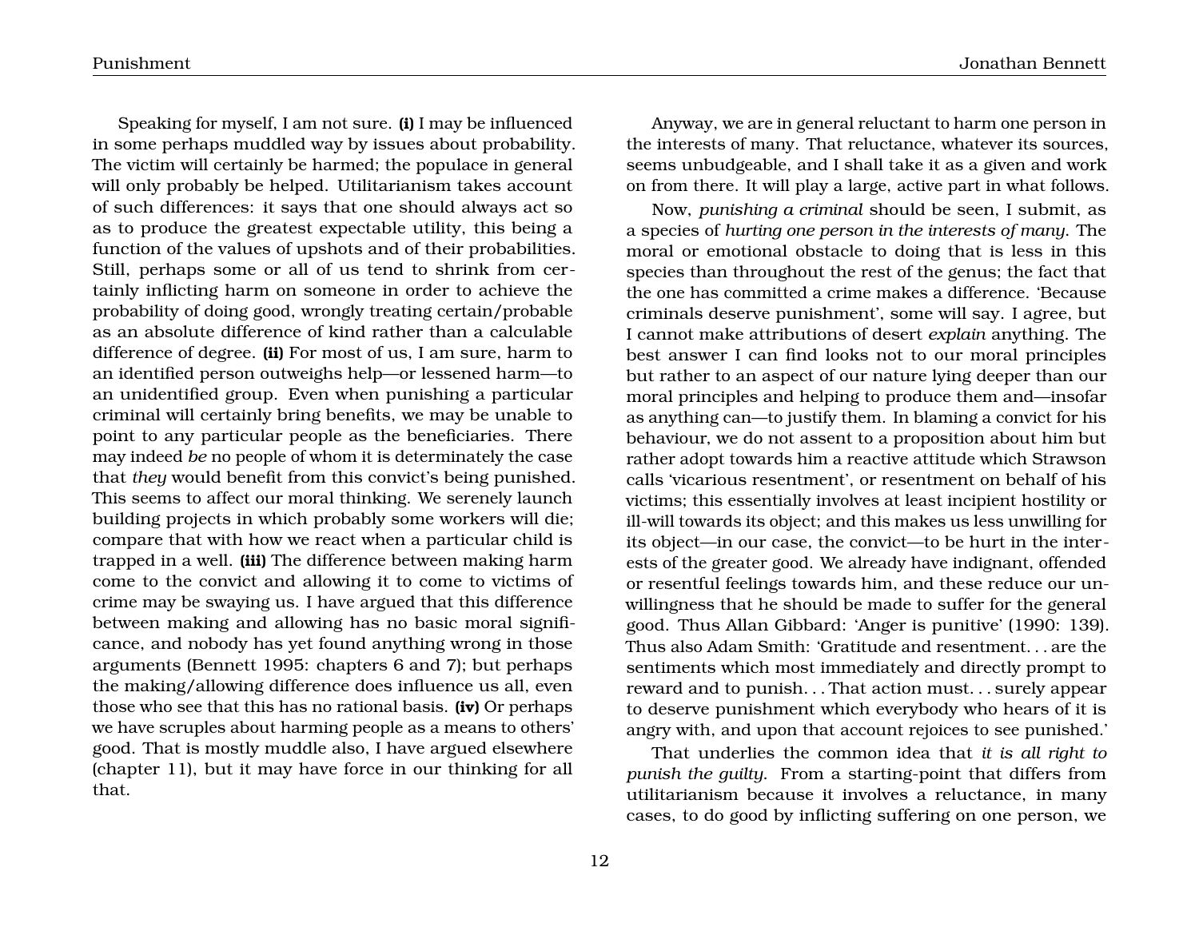Speaking for myself, I am not sure. **(i)** I may be influenced in some perhaps muddled way by issues about probability. The victim will certainly be harmed; the populace in general will only probably be helped. Utilitarianism takes account of such differences: it says that one should always act so as to produce the greatest expectable utility, this being a function of the values of upshots and of their probabilities. Still, perhaps some or all of us tend to shrink from certainly inflicting harm on someone in order to achieve the probability of doing good, wrongly treating certain/probable as an absolute difference of kind rather than a calculable difference of degree. **(ii)** For most of us, I am sure, harm to an identified person outweighs help—or lessened harm—to an unidentified group. Even when punishing a particular criminal will certainly bring benefits, we may be unable to point to any particular people as the beneficiaries. There may indeed *be* no people of whom it is determinately the case that *they* would benefit from this convict's being punished. This seems to affect our moral thinking. We serenely launch building projects in which probably some workers will die; compare that with how we react when a particular child is trapped in a well. **(iii)** The difference between making harm come to the convict and allowing it to come to victims of crime may be swaying us. I have argued that this difference between making and allowing has no basic moral significance, and nobody has yet found anything wrong in those arguments (Bennett 1995: chapters 6 and 7); but perhaps the making/allowing difference does influence us all, even those who see that this has no rational basis. **(iv)** Or perhaps we have scruples about harming people as a means to others' good. That is mostly muddle also, I have argued elsewhere (chapter 11), but it may have force in our thinking for all that.

Anyway, we are in general reluctant to harm one person in the interests of many. That reluctance, whatever its sources, seems unbudgeable, and I shall take it as a given and work on from there. It will play a large, active part in what follows.

Now, *punishing a criminal* should be seen, I submit, as a species of *hurting one person in the interests of many*. The moral or emotional obstacle to doing that is less in this species than throughout the rest of the genus; the fact that the one has committed a crime makes a difference. 'Because criminals deserve punishment', some will say. I agree, but I cannot make attributions of desert *explain* anything. The best answer I can find looks not to our moral principles but rather to an aspect of our nature lying deeper than our moral principles and helping to produce them and—insofar as anything can—to justify them. In blaming a convict for his behaviour, we do not assent to a proposition about him but rather adopt towards him a reactive attitude which Strawson calls 'vicarious resentment', or resentment on behalf of his victims; this essentially involves at least incipient hostility or ill-will towards its object; and this makes us less unwilling for its object—in our case, the convict—to be hurt in the interests of the greater good. We already have indignant, offended or resentful feelings towards him, and these reduce our unwillingness that he should be made to suffer for the general good. Thus Allan Gibbard: 'Anger is punitive' (1990: 139). Thus also Adam Smith: 'Gratitude and resentment. . . are the sentiments which most immediately and directly prompt to reward and to punish. . . That action must. . . surely appear to deserve punishment which everybody who hears of it is angry with, and upon that account rejoices to see punished.'

That underlies the common idea that *it is all right to punish the guilty*. From a starting-point that differs from utilitarianism because it involves a reluctance, in many cases, to do good by inflicting suffering on one person, we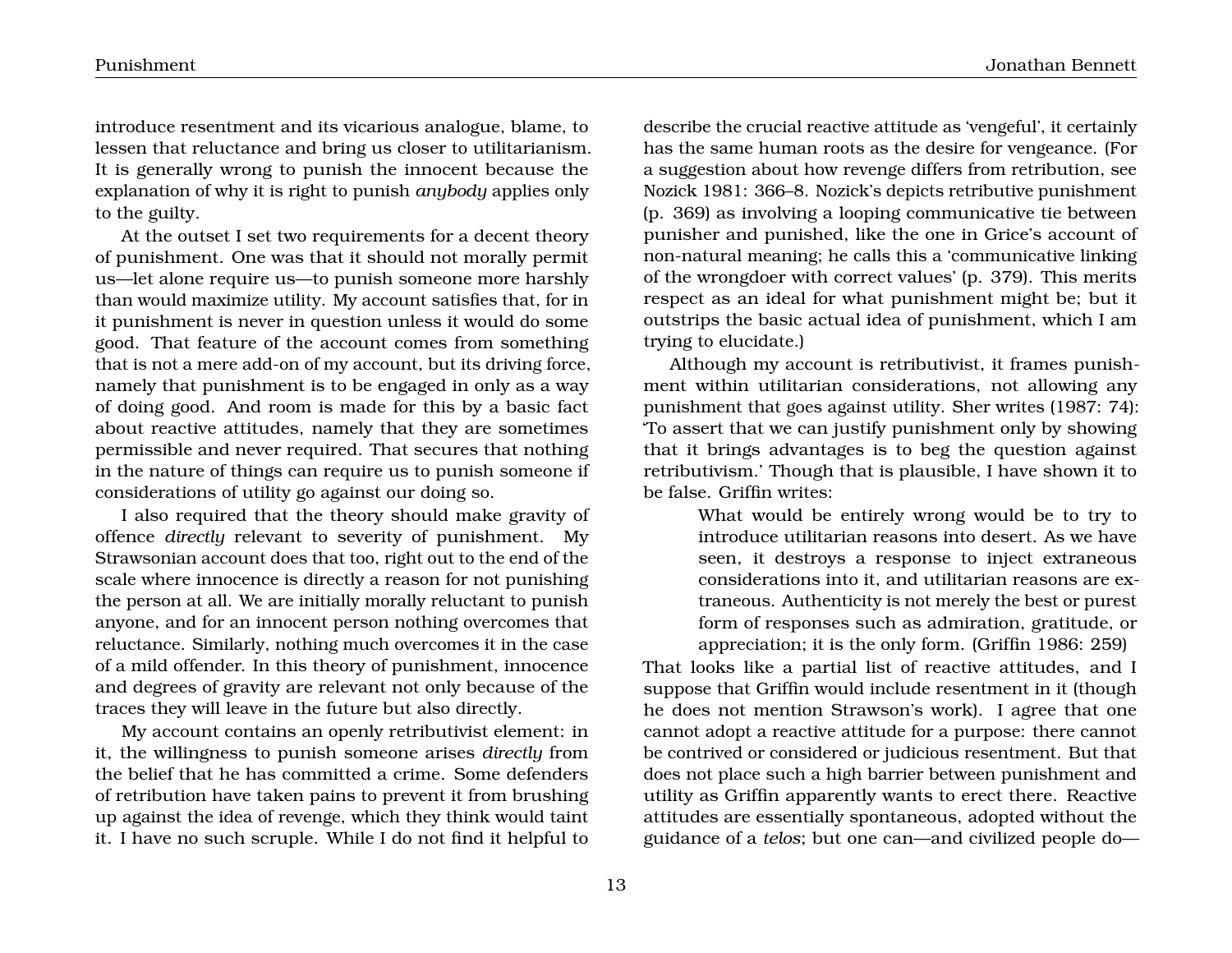introduce resentment and its vicarious analogue, blame, to lessen that reluctance and bring us closer to utilitarianism. It is generally wrong to punish the innocent because the explanation of why it is right to punish *anybody* applies only to the guilty.

At the outset I set two requirements for a decent theory of punishment. One was that it should not morally permit us—let alone require us—to punish someone more harshly than would maximize utility. My account satisfies that, for in it punishment is never in question unless it would do some good. That feature of the account comes from something that is not a mere add-on of my account, but its driving force, namely that punishment is to be engaged in only as a way of doing good. And room is made for this by a basic fact about reactive attitudes, namely that they are sometimes permissible and never required. That secures that nothing in the nature of things can require us to punish someone if considerations of utility go against our doing so.

I also required that the theory should make gravity of offence *directly* relevant to severity of punishment. My Strawsonian account does that too, right out to the end of the scale where innocence is directly a reason for not punishing the person at all. We are initially morally reluctant to punish anyone, and for an innocent person nothing overcomes that reluctance. Similarly, nothing much overcomes it in the case of a mild offender. In this theory of punishment, innocence and degrees of gravity are relevant not only because of the traces they will leave in the future but also directly.

My account contains an openly retributivist element: in it, the willingness to punish someone arises *directly* from the belief that he has committed a crime. Some defenders of retribution have taken pains to prevent it from brushing up against the idea of revenge, which they think would taint it. I have no such scruple. While I do not find it helpful to describe the crucial reactive attitude as 'vengeful', it certainly has the same human roots as the desire for vengeance. (For a suggestion about how revenge differs from retribution, see Nozick 1981: 366–8. Nozick's depicts retributive punishment (p. 369) as involving a looping communicative tie between punisher and punished, like the one in Grice's account of non-natural meaning; he calls this a 'communicative linking of the wrongdoer with correct values' (p. 379). This merits respect as an ideal for what punishment might be; but it outstrips the basic actual idea of punishment, which I am trying to elucidate.)

Although my account is retributivist, it frames punishment within utilitarian considerations, not allowing any punishment that goes against utility. Sher writes (1987: 74): 'To assert that we can justify punishment only by showing that it brings advantages is to beg the question against retributivism.' Though that is plausible, I have shown it to be false. Griffin writes:

> What would be entirely wrong would be to try to introduce utilitarian reasons into desert. As we have seen, it destroys a response to inject extraneous considerations into it, and utilitarian reasons are extraneous. Authenticity is not merely the best or purest form of responses such as admiration, gratitude, or appreciation; it is the only form. (Griffin 1986: 259)

That looks like a partial list of reactive attitudes, and I suppose that Griffin would include resentment in it (though he does not mention Strawson's work). I agree that one cannot adopt a reactive attitude for a purpose: there cannot be contrived or considered or judicious resentment. But that does not place such a high barrier between punishment and utility as Griffin apparently wants to erect there. Reactive attitudes are essentially spontaneous, adopted without the guidance of a *telos*; but one can—and civilized people do—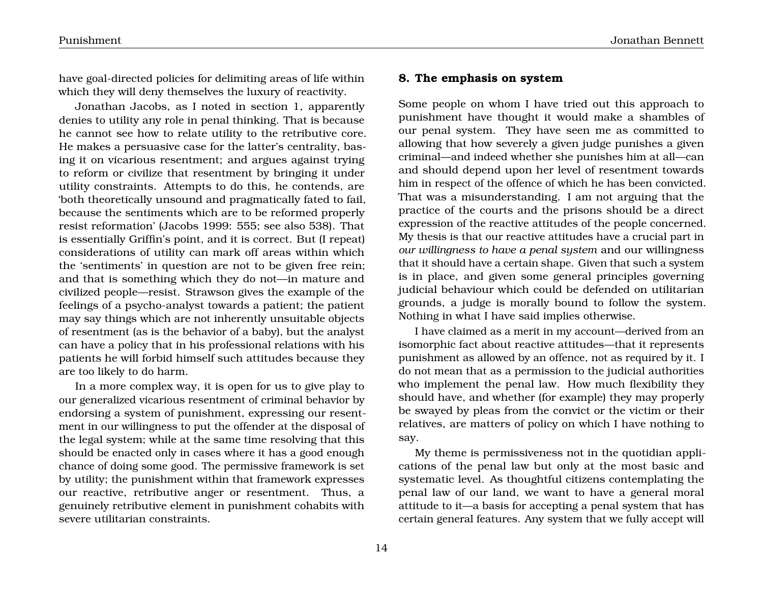have goal-directed policies for delimiting areas of life within which they will deny themselves the luxury of reactivity.

Jonathan Jacobs, as I noted in section 1, apparently denies to utility any role in penal thinking. That is because he cannot see how to relate utility to the retributive core. He makes a persuasive case for the latter's centrality, basing it on vicarious resentment; and argues against trying to reform or civilize that resentment by bringing it under utility constraints. Attempts to do this, he contends, are 'both theoretically unsound and pragmatically fated to fail, because the sentiments which are to be reformed properly resist reformation' (Jacobs 1999: 555; see also 538). That is essentially Griffin's point, and it is correct. But (I repeat) considerations of utility can mark off areas within which the 'sentiments' in question are not to be given free rein; and that is something which they do not—in mature and civilized people—resist. Strawson gives the example of the feelings of a psycho-analyst towards a patient; the patient may say things which are not inherently unsuitable objects of resentment (as is the behavior of a baby), but the analyst can have a policy that in his professional relations with his patients he will forbid himself such attitudes because they are too likely to do harm.

In a more complex way, it is open for us to give play to our generalized vicarious resentment of criminal behavior by endorsing a system of punishment, expressing our resentment in our willingness to put the offender at the disposal of the legal system; while at the same time resolving that this should be enacted only in cases where it has a good enough chance of doing some good. The permissive framework is set by utility; the punishment within that framework expresses our reactive, retributive anger or resentment. Thus, a genuinely retributive element in punishment cohabits with severe utilitarian constraints.

## 8. The emphasis on system

Some people on whom I have tried out this approach to punishment have thought it would make a shambles of our penal system. They have seen me as committed to allowing that how severely a given judge punishes a given criminal—and indeed whether she punishes him at all—can and should depend upon her level of resentment towards him in respect of the offence of which he has been convicted. That was a misunderstanding. I am not arguing that the practice of the courts and the prisons should be a direct expression of the reactive attitudes of the people concerned. My thesis is that our reactive attitudes have a crucial part in *our willingness to have a penal system* and our willingness that it should have a certain shape. Given that such a system is in place, and given some general principles governing judicial behaviour which could be defended on utilitarian grounds, a judge is morally bound to follow the system. Nothing in what I have said implies otherwise.

I have claimed as a merit in my account—derived from an isomorphic fact about reactive attitudes—that it represents punishment as allowed by an offence, not as required by it. I do not mean that as a permission to the judicial authorities who implement the penal law. How much flexibility they should have, and whether (for example) they may properly be swayed by pleas from the convict or the victim or their relatives, are matters of policy on which I have nothing to say.

My theme is permissiveness not in the quotidian applications of the penal law but only at the most basic and systematic level. As thoughtful citizens contemplating the penal law of our land, we want to have a general moral attitude to it—a basis for accepting a penal system that has certain general features. Any system that we fully accept will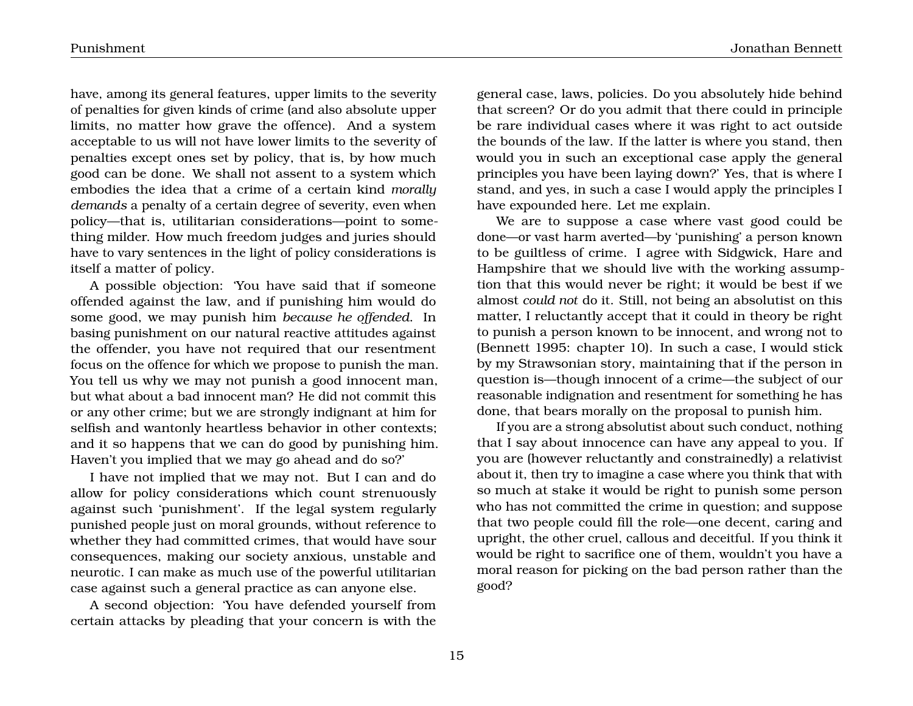have, among its general features, upper limits to the severity of penalties for given kinds of crime (and also absolute upper limits, no matter how grave the offence). And a system acceptable to us will not have lower limits to the severity of penalties except ones set by policy, that is, by how much good can be done. We shall not assent to a system which embodies the idea that a crime of a certain kind *morally demands* a penalty of a certain degree of severity, even when policy—that is, utilitarian considerations—point to something milder. How much freedom judges and juries should have to vary sentences in the light of policy considerations is itself a matter of policy.

A possible objection: 'You have said that if someone offended against the law, and if punishing him would do some good, we may punish him *because he offended*. In basing punishment on our natural reactive attitudes against the offender, you have not required that our resentment focus on the offence for which we propose to punish the man. You tell us why we may not punish a good innocent man, but what about a bad innocent man? He did not commit this or any other crime; but we are strongly indignant at him for selfish and wantonly heartless behavior in other contexts; and it so happens that we can do good by punishing him. Haven't you implied that we may go ahead and do so?'

I have not implied that we may not. But I can and do allow for policy considerations which count strenuously against such 'punishment'. If the legal system regularly punished people just on moral grounds, without reference to whether they had committed crimes, that would have sour consequences, making our society anxious, unstable and neurotic. I can make as much use of the powerful utilitarian case against such a general practice as can anyone else.

A second objection: 'You have defended yourself from certain attacks by pleading that your concern is with the general case, laws, policies. Do you absolutely hide behind that screen? Or do you admit that there could in principle be rare individual cases where it was right to act outside the bounds of the law. If the latter is where you stand, then would you in such an exceptional case apply the general principles you have been laying down?' Yes, that is where I stand, and yes, in such a case I would apply the principles I have expounded here. Let me explain.

We are to suppose a case where vast good could be done—or vast harm averted—by 'punishing' a person known to be guiltless of crime. I agree with Sidgwick, Hare and Hampshire that we should live with the working assumption that this would never be right; it would be best if we almost *could not* do it. Still, not being an absolutist on this matter, I reluctantly accept that it could in theory be right to punish a person known to be innocent, and wrong not to (Bennett 1995: chapter 10). In such a case, I would stick by my Strawsonian story, maintaining that if the person in question is—though innocent of a crime—the subject of our reasonable indignation and resentment for something he has done, that bears morally on the proposal to punish him.

If you are a strong absolutist about such conduct, nothing that I say about innocence can have any appeal to you. If you are (however reluctantly and constrainedly) a relativist about it, then try to imagine a case where you think that with so much at stake it would be right to punish some person who has not committed the crime in question; and suppose that two people could fill the role—one decent, caring and upright, the other cruel, callous and deceitful. If you think it would be right to sacrifice one of them, wouldn't you have a moral reason for picking on the bad person rather than the good?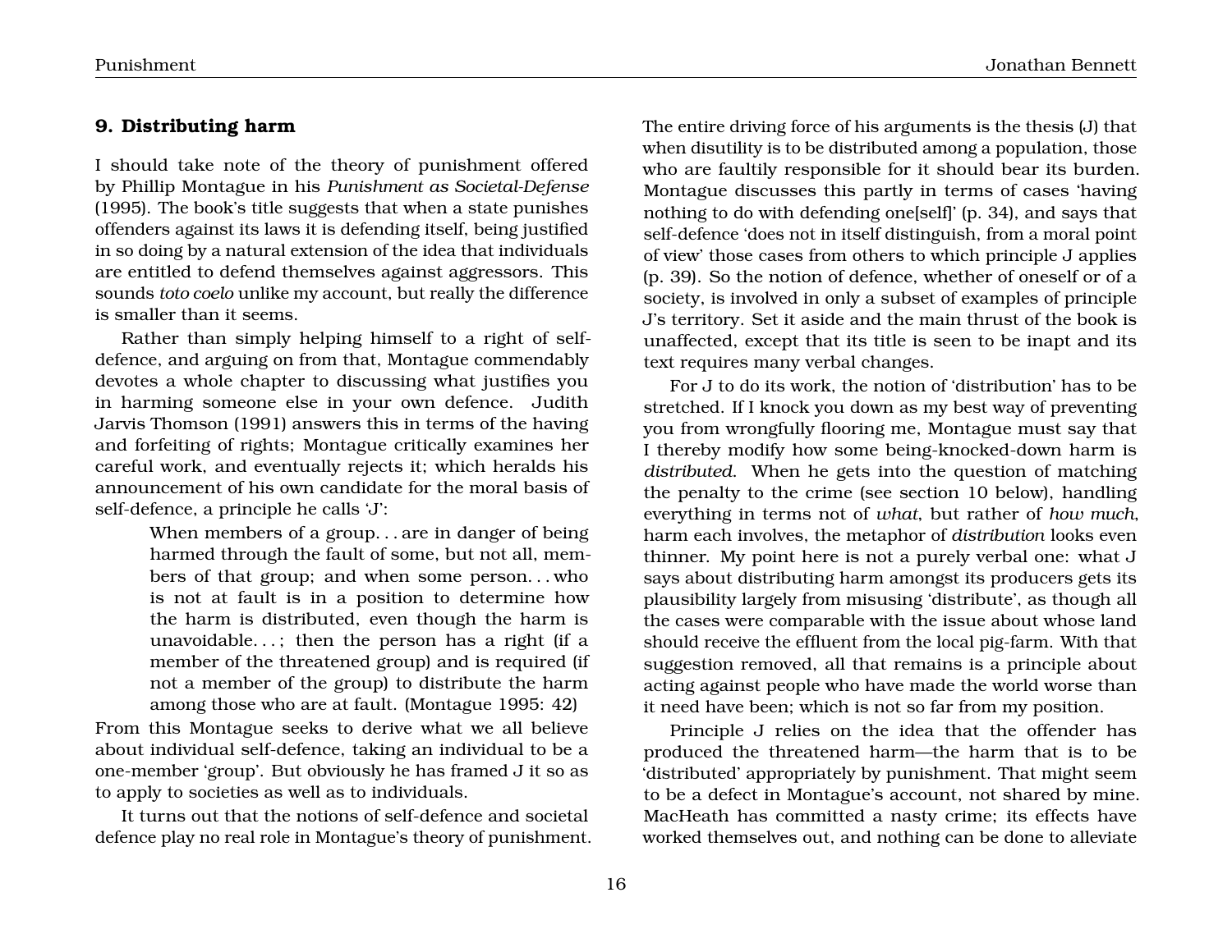## 9. Distributing harm

I should take note of the theory of punishment offered by Phillip Montague in his *Punishment as Societal-Defense* (1995). The book's title suggests that when a state punishes offenders against its laws it is defending itself, being justified in so doing by a natural extension of the idea that individuals are entitled to defend themselves against aggressors. This sounds *toto coelo* unlike my account, but really the difference is smaller than it seems.

Rather than simply helping himself to a right of self-defence, and arguing on from that, Montague commendably devotes a whole chapter to discussing what justifies you in harming someone else in your own defence. Judith Jarvis Thomson (1991) answers this in terms of the having and forfeiting of rights; Montague critically examines her careful work, and eventually rejects it; which heralds his announcement of his own candidate for the moral basis of self-defence, a principle he calls 'J':

> When members of a group. . . are in danger of being harmed through the fault of some, but not all, members of that group; and when some person. . . who is not at fault is in a position to determine how the harm is distributed, even though the harm is unavoidable. . . ; then the person has a right (if a member of the threatened group) and is required (if not a member of the group) to distribute the harm among those who are at fault. (Montague 1995: 42)

From this Montague seeks to derive what we all believe about individual self-defence, taking an individual to be a one-member 'group'. But obviously he has framed J it so as to apply to societies as well as to individuals.

It turns out that the notions of self-defence and societal defence play no real role in Montague's theory of punishment. The entire driving force of his arguments is the thesis (J) that when disutility is to be distributed among a population, those who are faultily responsible for it should bear its burden. Montague discusses this partly in terms of cases 'having nothing to do with defending one[self]' (p. 34), and says that self-defence 'does not in itself distinguish, from a moral point of view' those cases from others to which principle J applies (p. 39). So the notion of defence, whether of oneself or of a society, is involved in only a subset of examples of principle J's territory. Set it aside and the main thrust of the book is unaffected, except that its title is seen to be inapt and its text requires many verbal changes.

For J to do its work, the notion of 'distribution' has to be stretched. If I knock you down as my best way of preventing you from wrongfully flooring me, Montague must say that I thereby modify how some being-knocked-down harm is *distributed*. When he gets into the question of matching the penalty to the crime (see section 10 below), handling everything in terms not of *what*, but rather of *how much*, harm each involves, the metaphor of *distribution* looks even thinner. My point here is not a purely verbal one: what J says about distributing harm amongst its producers gets its plausibility largely from misusing 'distribute', as though all the cases were comparable with the issue about whose land should receive the effluent from the local pig-farm. With that suggestion removed, all that remains is a principle about acting against people who have made the world worse than it need have been; which is not so far from my position.

Principle J relies on the idea that the offender has produced the threatened harm—the harm that is to be 'distributed' appropriately by punishment. That might seem to be a defect in Montague's account, not shared by mine. MacHeath has committed a nasty crime; its effects have worked themselves out, and nothing can be done to alleviate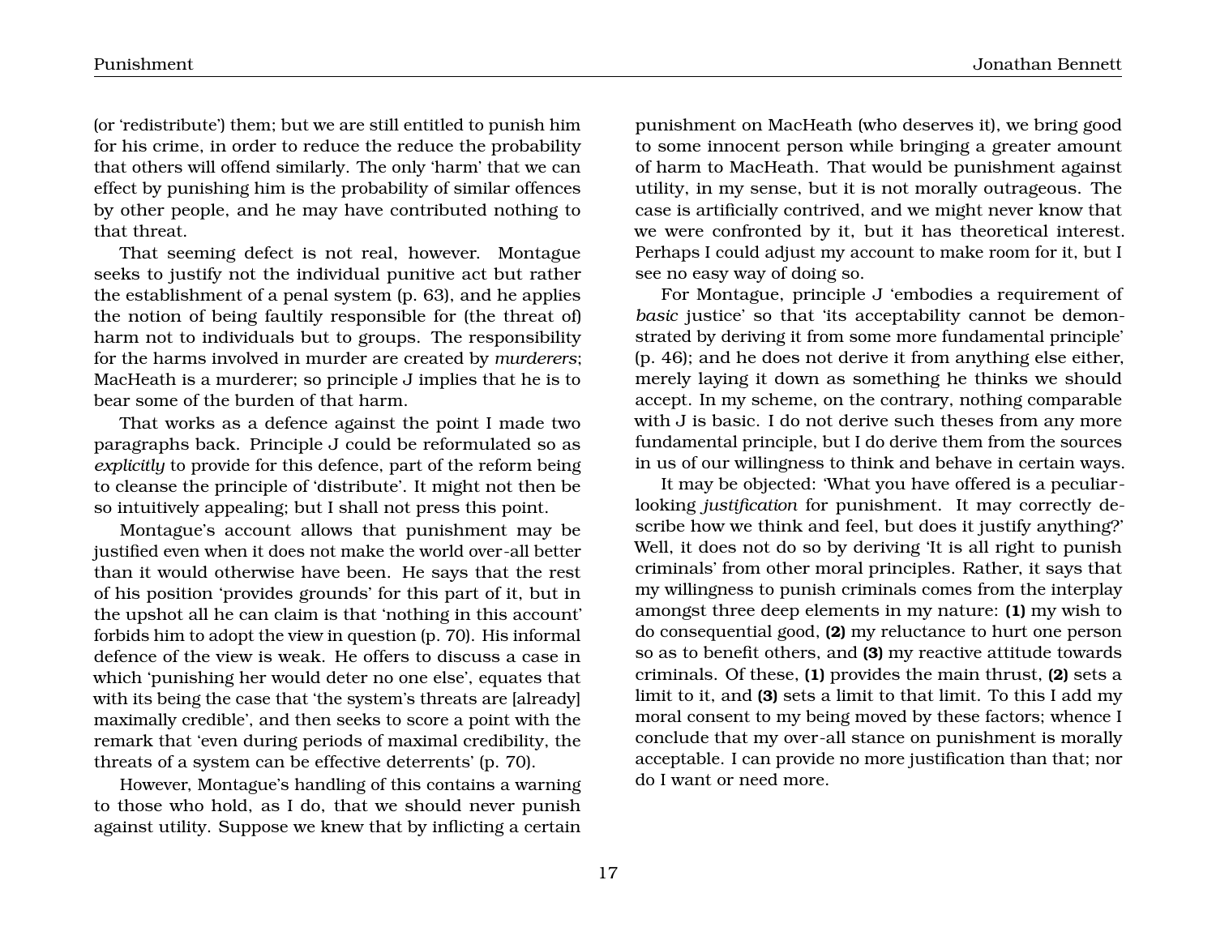(or 'redistribute') them; but we are still entitled to punish him for his crime, in order to reduce the reduce the probability that others will offend similarly. The only 'harm' that we can effect by punishing him is the probability of similar offences by other people, and he may have contributed nothing to that threat.

That seeming defect is not real, however. Montague seeks to justify not the individual punitive act but rather the establishment of a penal system (p. 63), and he applies the notion of being faultily responsible for (the threat of) harm not to individuals but to groups. The responsibility for the harms involved in murder are created by *murderers*; MacHeath is a murderer; so principle J implies that he is to bear some of the burden of that harm.

That works as a defence against the point I made two paragraphs back. Principle J could be reformulated so as *explicitly* to provide for this defence, part of the reform being to cleanse the principle of 'distribute'. It might not then be so intuitively appealing; but I shall not press this point.

Montague's account allows that punishment may be justified even when it does not make the world over-all better than it would otherwise have been. He says that the rest of his position 'provides grounds' for this part of it, but in the upshot all he can claim is that 'nothing in this account' forbids him to adopt the view in question (p. 70). His informal defence of the view is weak. He offers to discuss a case in which 'punishing her would deter no one else', equates that with its being the case that 'the system's threats are [already] maximally credible', and then seeks to score a point with the remark that 'even during periods of maximal credibility, the threats of a system can be effective deterrents' (p. 70).

However, Montague's handling of this contains a warning to those who hold, as I do, that we should never punish against utility. Suppose we knew that by inflicting a certain punishment on MacHeath (who deserves it), we bring good to some innocent person while bringing a greater amount of harm to MacHeath. That would be punishment against utility, in my sense, but it is not morally outrageous. The case is artificially contrived, and we might never know that we were confronted by it, but it has theoretical interest. Perhaps I could adjust my account to make room for it, but I see no easy way of doing so.

For Montague, principle J 'embodies a requirement of *basic* justice' so that 'its acceptability cannot be demonstrated by deriving it from some more fundamental principle' (p. 46); and he does not derive it from anything else either, merely laying it down as something he thinks we should accept. In my scheme, on the contrary, nothing comparable with J is basic. I do not derive such theses from any more fundamental principle, but I do derive them from the sources in us of our willingness to think and behave in certain ways.

It may be objected: 'What you have offered is a peculiar-looking *justification* for punishment. It may correctly describe how we think and feel, but does it justify anything?' Well, it does not do so by deriving 'It is all right to punish criminals' from other moral principles. Rather, it says that my willingness to punish criminals comes from the interplay amongst three deep elements in my nature: **(1)** my wish to do consequential good, **(2)** my reluctance to hurt one person so as to benefit others, and **(3)** my reactive attitude towards criminals. Of these, **(1)** provides the main thrust, **(2)** sets a limit to it, and **(3)** sets a limit to that limit. To this I add my moral consent to my being moved by these factors; whence I conclude that my over-all stance on punishment is morally acceptable. I can provide no more justification than that; nor do I want or need more.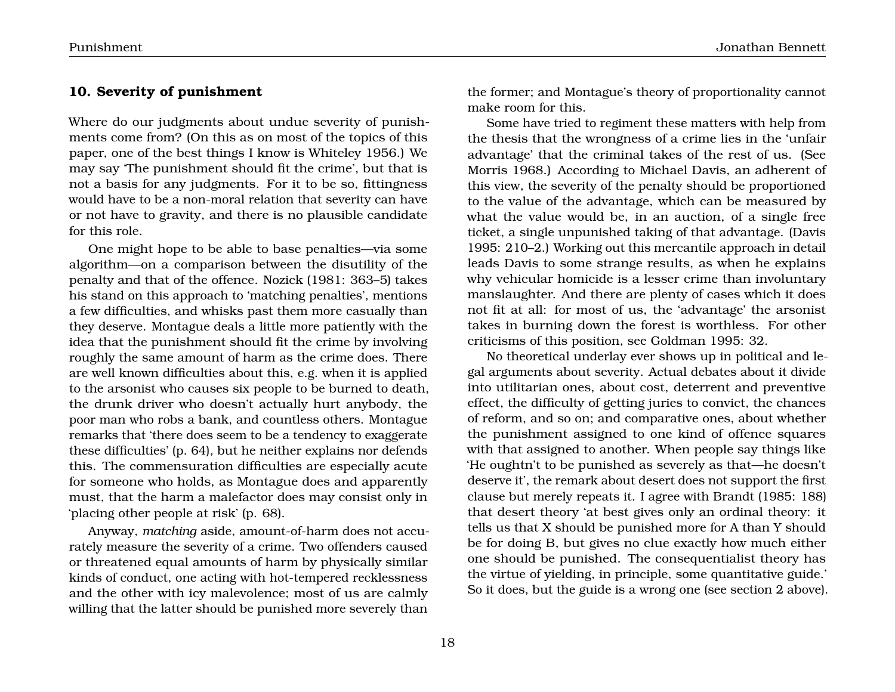## 10. Severity of punishment

Where do our judgments about undue severity of punishments come from? (On this as on most of the topics of this paper, one of the best things I know is Whiteley 1956.) We may say 'The punishment should fit the crime', but that is not a basis for any judgments. For it to be so, fittingness would have to be a non-moral relation that severity can have or not have to gravity, and there is no plausible candidate for this role.

One might hope to be able to base penalties—via some algorithm—on a comparison between the disutility of the penalty and that of the offence. Nozick (1981: 363–5) takes his stand on this approach to 'matching penalties', mentions a few difficulties, and whisks past them more casually than they deserve. Montague deals a little more patiently with the idea that the punishment should fit the crime by involving roughly the same amount of harm as the crime does. There are well known difficulties about this, e.g. when it is applied to the arsonist who causes six people to be burned to death, the drunk driver who doesn't actually hurt anybody, the poor man who robs a bank, and countless others. Montague remarks that 'there does seem to be a tendency to exaggerate these difficulties' (p. 64), but he neither explains nor defends this. The commensuration difficulties are especially acute for someone who holds, as Montague does and apparently must, that the harm a malefactor does may consist only in 'placing other people at risk' (p. 68).

Anyway, *matching* aside, amount-of-harm does not accurately measure the severity of a crime. Two offenders caused or threatened equal amounts of harm by physically similar kinds of conduct, one acting with hot-tempered recklessness and the other with icy malevolence; most of us are calmly willing that the latter should be punished more severely than the former; and Montague's theory of proportionality cannot make room for this.

Some have tried to regiment these matters with help from the thesis that the wrongness of a crime lies in the 'unfair advantage' that the criminal takes of the rest of us. (See Morris 1968.) According to Michael Davis, an adherent of this view, the severity of the penalty should be proportioned to the value of the advantage, which can be measured by what the value would be, in an auction, of a single free ticket, a single unpunished taking of that advantage. (Davis 1995: 210–2.) Working out this mercantile approach in detail leads Davis to some strange results, as when he explains why vehicular homicide is a lesser crime than involuntary manslaughter. And there are plenty of cases which it does not fit at all: for most of us, the 'advantage' the arsonist takes in burning down the forest is worthless. For other criticisms of this position, see Goldman 1995: 32.

No theoretical underlay ever shows up in political and legal arguments about severity. Actual debates about it divide into utilitarian ones, about cost, deterrent and preventive effect, the difficulty of getting juries to convict, the chances of reform, and so on; and comparative ones, about whether the punishment assigned to one kind of offence squares with that assigned to another. When people say things like 'He oughtn't to be punished as severely as that—he doesn't deserve it', the remark about desert does not support the first clause but merely repeats it. I agree with Brandt (1985: 188) that desert theory 'at best gives only an ordinal theory: it tells us that X should be punished more for A than Y should be for doing B, but gives no clue exactly how much either one should be punished. The consequentialist theory has the virtue of yielding, in principle, some quantitative guide.' So it does, but the guide is a wrong one (see section 2 above).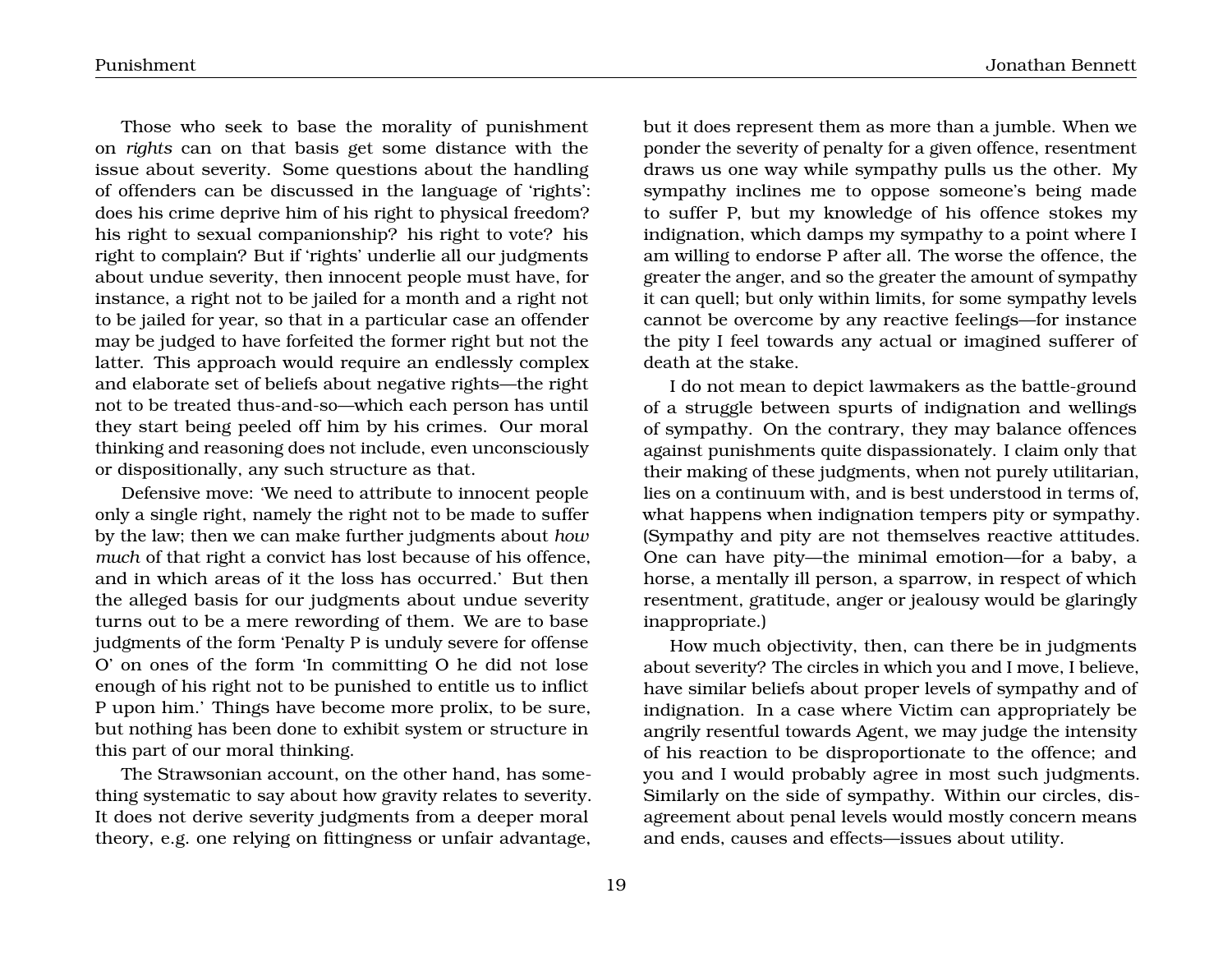Those who seek to base the morality of punishment on *rights* can on that basis get some distance with the issue about severity. Some questions about the handling of offenders can be discussed in the language of 'rights': does his crime deprive him of his right to physical freedom? his right to sexual companionship? his right to vote? his right to complain? But if 'rights' underlie all our judgments about undue severity, then innocent people must have, for instance, a right not to be jailed for a month and a right not to be jailed for year, so that in a particular case an offender may be judged to have forfeited the former right but not the latter. This approach would require an endlessly complex and elaborate set of beliefs about negative rights—the right not to be treated thus-and-so—which each person has until they start being peeled off him by his crimes. Our moral thinking and reasoning does not include, even unconsciously or dispositionally, any such structure as that.

Defensive move: 'We need to attribute to innocent people only a single right, namely the right not to be made to suffer by the law; then we can make further judgments about *how much* of that right a convict has lost because of his offence, and in which areas of it the loss has occurred.' But then the alleged basis for our judgments about undue severity turns out to be a mere rewording of them. We are to base judgments of the form 'Penalty P is unduly severe for offense O' on ones of the form 'In committing O he did not lose enough of his right not to be punished to entitle us to inflict P upon him.' Things have become more prolix, to be sure, but nothing has been done to exhibit system or structure in this part of our moral thinking.

The Strawsonian account, on the other hand, has something systematic to say about how gravity relates to severity. It does not derive severity judgments from a deeper moral theory, e.g. one relying on fittingness or unfair advantage, but it does represent them as more than a jumble. When we ponder the severity of penalty for a given offence, resentment draws us one way while sympathy pulls us the other. My sympathy inclines me to oppose someone's being made to suffer P, but my knowledge of his offence stokes my indignation, which damps my sympathy to a point where I am willing to endorse P after all. The worse the offence, the greater the anger, and so the greater the amount of sympathy it can quell; but only within limits, for some sympathy levels cannot be overcome by any reactive feelings—for instance the pity I feel towards any actual or imagined sufferer of death at the stake.

I do not mean to depict lawmakers as the battle-ground of a struggle between spurts of indignation and wellings of sympathy. On the contrary, they may balance offences against punishments quite dispassionately. I claim only that their making of these judgments, when not purely utilitarian, lies on a continuum with, and is best understood in terms of, what happens when indignation tempers pity or sympathy. (Sympathy and pity are not themselves reactive attitudes. One can have pity—the minimal emotion—for a baby, a horse, a mentally ill person, a sparrow, in respect of which resentment, gratitude, anger or jealousy would be glaringly inappropriate.)

How much objectivity, then, can there be in judgments about severity? The circles in which you and I move, I believe, have similar beliefs about proper levels of sympathy and of indignation. In a case where Victim can appropriately be angrily resentful towards Agent, we may judge the intensity of his reaction to be disproportionate to the offence; and you and I would probably agree in most such judgments. Similarly on the side of sympathy. Within our circles, disagreement about penal levels would mostly concern means and ends, causes and effects—issues about utility.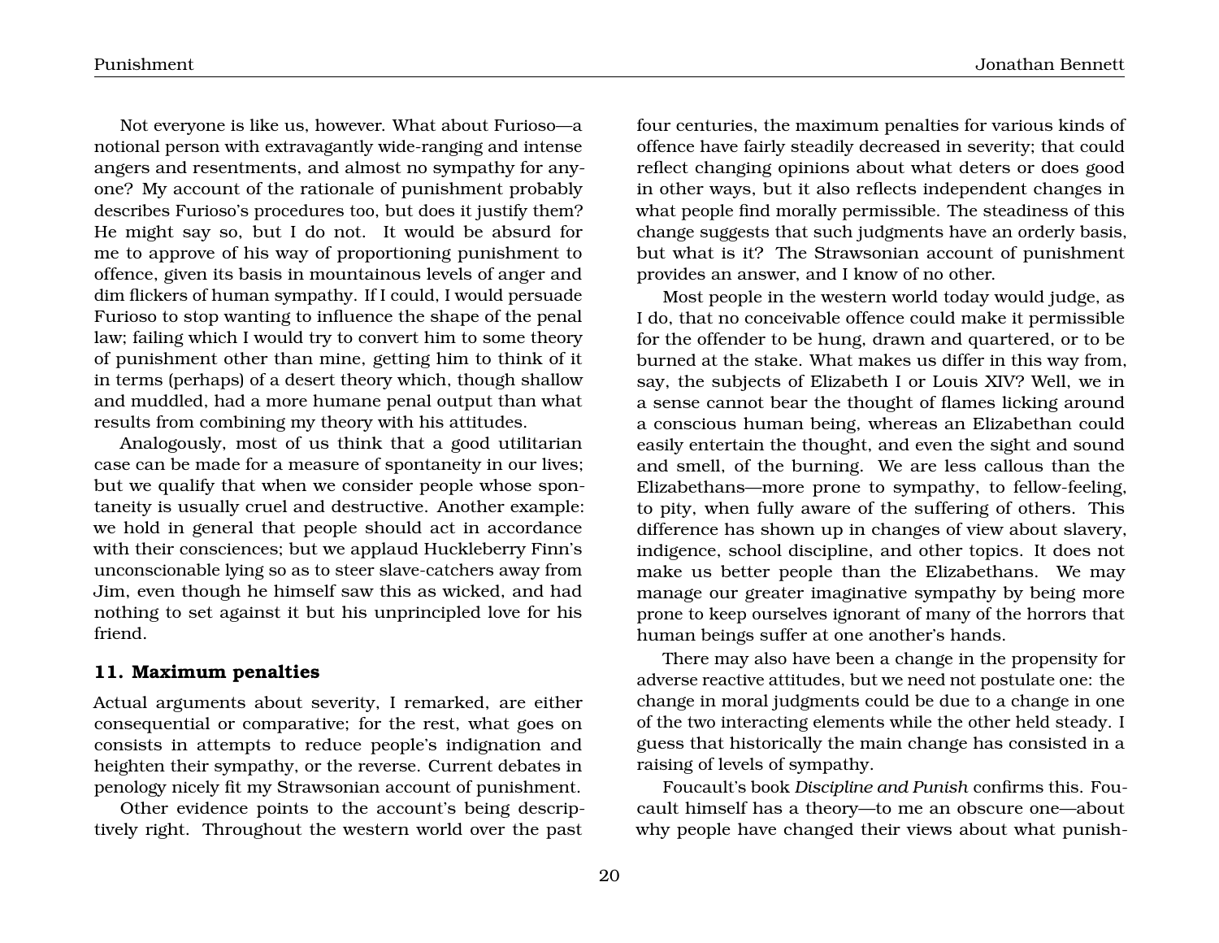Not everyone is like us, however. What about Furioso—a notional person with extravagantly wide-ranging and intense angers and resentments, and almost no sympathy for anyone? My account of the rationale of punishment probably describes Furioso's procedures too, but does it justify them? He might say so, but I do not. It would be absurd for me to approve of his way of proportioning punishment to offence, given its basis in mountainous levels of anger and dim flickers of human sympathy. If I could, I would persuade Furioso to stop wanting to influence the shape of the penal law; failing which I would try to convert him to some theory of punishment other than mine, getting him to think of it in terms (perhaps) of a desert theory which, though shallow and muddled, had a more humane penal output than what results from combining my theory with his attitudes.

Analogously, most of us think that a good utilitarian case can be made for a measure of spontaneity in our lives; but we qualify that when we consider people whose spontaneity is usually cruel and destructive. Another example: we hold in general that people should act in accordance with their consciences; but we applaud Huckleberry Finn's unconscionable lying so as to steer slave-catchers away from Jim, even though he himself saw this as wicked, and had nothing to set against it but his unprincipled love for his friend.

## 11. Maximum penalties

Actual arguments about severity, I remarked, are either consequential or comparative; for the rest, what goes on consists in attempts to reduce people's indignation and heighten their sympathy, or the reverse. Current debates in penology nicely fit my Strawsonian account of punishment.

Other evidence points to the account's being descriptively right. Throughout the western world over the past four centuries, the maximum penalties for various kinds of offence have fairly steadily decreased in severity; that could reflect changing opinions about what deters or does good in other ways, but it also reflects independent changes in what people find morally permissible. The steadiness of this change suggests that such judgments have an orderly basis, but what is it? The Strawsonian account of punishment provides an answer, and I know of no other.

Most people in the western world today would judge, as I do, that no conceivable offence could make it permissible for the offender to be hung, drawn and quartered, or to be burned at the stake. What makes us differ in this way from, say, the subjects of Elizabeth I or Louis XIV? Well, we in a sense cannot bear the thought of flames licking around a conscious human being, whereas an Elizabethan could easily entertain the thought, and even the sight and sound and smell, of the burning. We are less callous than the Elizabethans—more prone to sympathy, to fellow-feeling, to pity, when fully aware of the suffering of others. This difference has shown up in changes of view about slavery, indigence, school discipline, and other topics. It does not make us better people than the Elizabethans. We may manage our greater imaginative sympathy by being more prone to keep ourselves ignorant of many of the horrors that human beings suffer at one another's hands.

There may also have been a change in the propensity for adverse reactive attitudes, but we need not postulate one: the change in moral judgments could be due to a change in one of the two interacting elements while the other held steady. I guess that historically the main change has consisted in a raising of levels of sympathy.

Foucault's book *Discipline and Punish* confirms this. Foucault himself has a theory—to me an obscure one—about why people have changed their views about what punish-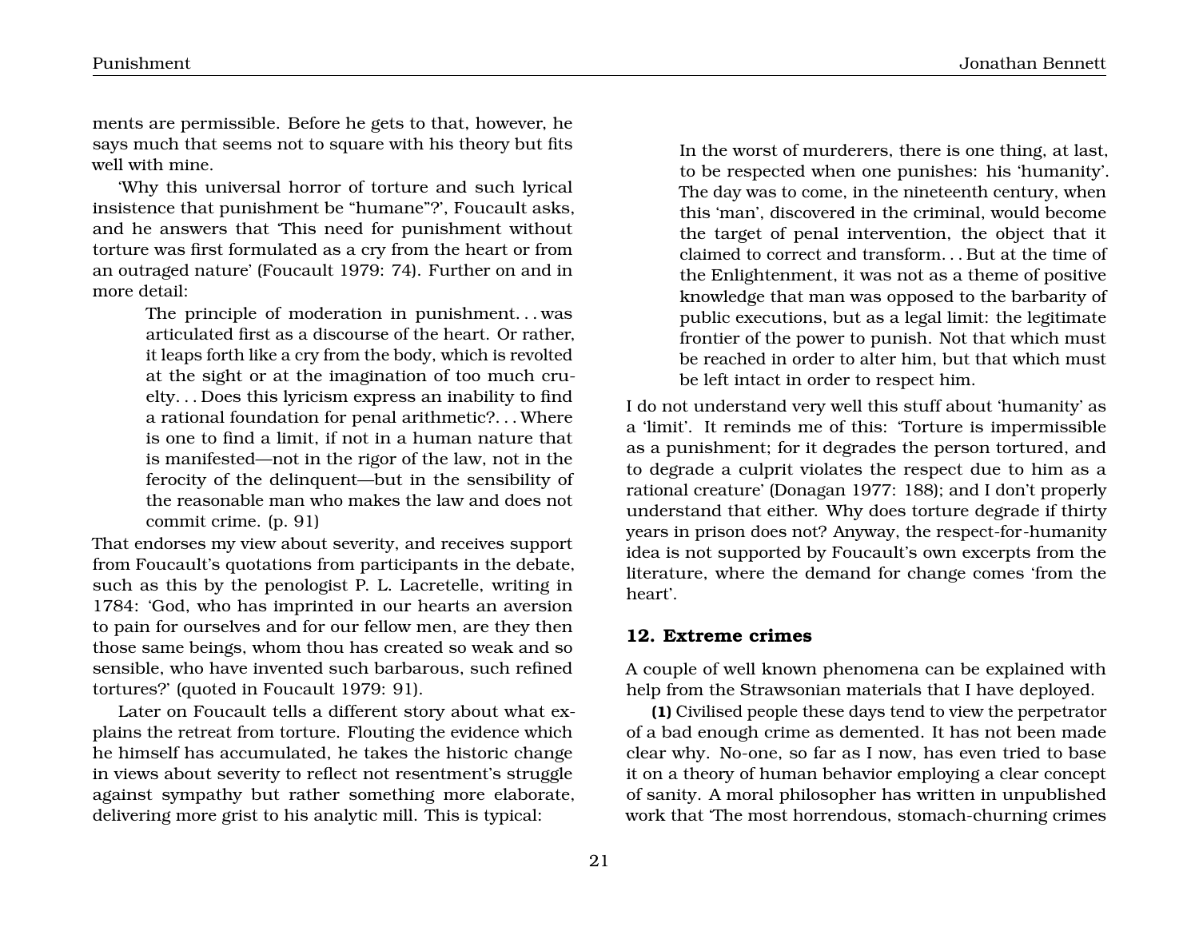ments are permissible. Before he gets to that, however, he says much that seems not to square with his theory but fits well with mine.

'Why this universal horror of torture and such lyrical insistence that punishment be "humane"?', Foucault asks, and he answers that 'This need for punishment without torture was first formulated as a cry from the heart or from an outraged nature' (Foucault 1979: 74). Further on and in more detail:

> The principle of moderation in punishment. . . was articulated first as a discourse of the heart. Or rather, it leaps forth like a cry from the body, which is revolted at the sight or at the imagination of too much cruelty. . . Does this lyricism express an inability to find a rational foundation for penal arithmetic?. . . Where is one to find a limit, if not in a human nature that is manifested—not in the rigor of the law, not in the ferocity of the delinquent—but in the sensibility of the reasonable man who makes the law and does not commit crime. (p. 91)

That endorses my view about severity, and receives support from Foucault's quotations from participants in the debate, such as this by the penologist P. L. Lacretelle, writing in 1784: 'God, who has imprinted in our hearts an aversion to pain for ourselves and for our fellow men, are they then those same beings, whom thou has created so weak and so sensible, who have invented such barbarous, such refined tortures?' (quoted in Foucault 1979: 91).

Later on Foucault tells a different story about what explains the retreat from torture. Flouting the evidence which he himself has accumulated, he takes the historic change in views about severity to reflect not resentment's struggle against sympathy but rather something more elaborate, delivering more grist to his analytic mill. This is typical:

> In the worst of murderers, there is one thing, at last, to be respected when one punishes: his 'humanity'. The day was to come, in the nineteenth century, when this 'man', discovered in the criminal, would become the target of penal intervention, the object that it claimed to correct and transform. . . But at the time of the Enlightenment, it was not as a theme of positive knowledge that man was opposed to the barbarity of public executions, but as a legal limit: the legitimate frontier of the power to punish. Not that which must be reached in order to alter him, but that which must be left intact in order to respect him.

I do not understand very well this stuff about 'humanity' as a 'limit'. It reminds me of this: 'Torture is impermissible as a punishment; for it degrades the person tortured, and to degrade a culprit violates the respect due to him as a rational creature' (Donagan 1977: 188); and I don't properly understand that either. Why does torture degrade if thirty years in prison does not? Anyway, the respect-for-humanity idea is not supported by Foucault's own excerpts from the literature, where the demand for change comes 'from the heart'.

## 12. Extreme crimes

A couple of well known phenomena can be explained with help from the Strawsonian materials that I have deployed.

**(1)** Civilised people these days tend to view the perpetrator of a bad enough crime as demented. It has not been made clear why. No-one, so far as I now, has even tried to base it on a theory of human behavior employing a clear concept of sanity. A moral philosopher has written in unpublished work that 'The most horrendous, stomach-churning crimes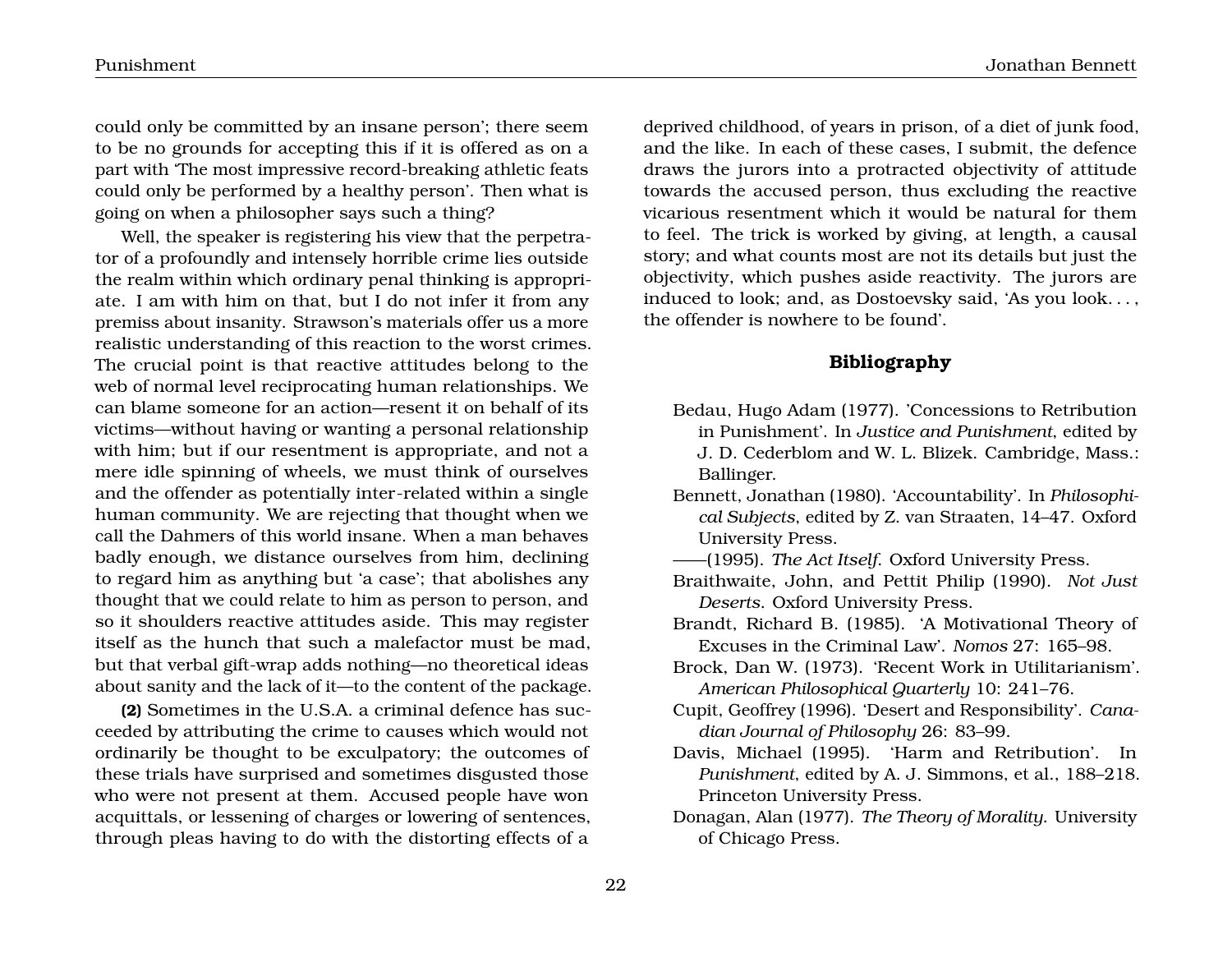could only be committed by an insane person'; there seem to be no grounds for accepting this if it is offered as on a part with 'The most impressive record-breaking athletic feats could only be performed by a healthy person'. Then what is going on when a philosopher says such a thing?

Well, the speaker is registering his view that the perpetrator of a profoundly and intensely horrible crime lies outside the realm within which ordinary penal thinking is appropriate. I am with him on that, but I do not infer it from any premiss about insanity. Strawson's materials offer us a more realistic understanding of this reaction to the worst crimes. The crucial point is that reactive attitudes belong to the web of normal level reciprocating human relationships. We can blame someone for an action—resent it on behalf of its victims—without having or wanting a personal relationship with him; but if our resentment is appropriate, and not a mere idle spinning of wheels, we must think of ourselves and the offender as potentially inter-related within a single human community. We are rejecting that thought when we call the Dahmers of this world insane. When a man behaves badly enough, we distance ourselves from him, declining to regard him as anything but 'a case'; that abolishes any thought that we could relate to him as person to person, and so it shoulders reactive attitudes aside. This may register itself as the hunch that such a malefactor must be mad, but that verbal gift-wrap adds nothing—no theoretical ideas about sanity and the lack of it—to the content of the package.

**(2)** Sometimes in the U.S.A. a criminal defence has succeeded by attributing the crime to causes which would not ordinarily be thought to be exculpatory; the outcomes of these trials have surprised and sometimes disgusted those who were not present at them. Accused people have won acquittals, or lessening of charges or lowering of sentences, through pleas having to do with the distorting effects of a deprived childhood, of years in prison, of a diet of junk food, and the like. In each of these cases, I submit, the defence draws the jurors into a protracted objectivity of attitude towards the accused person, thus excluding the reactive vicarious resentment which it would be natural for them to feel. The trick is worked by giving, at length, a causal story; and what counts most are not its details but just the objectivity, which pushes aside reactivity. The jurors are induced to look; and, as Dostoevsky said, 'As you look. . . , the offender is nowhere to be found'.

## Bibliography

Bedau, Hugo Adam (1977). 'Concessions to Retribution in Punishment'. In *Justice and Punishment*, edited by J. D. Cederblom and W. L. Blizek. Cambridge, Mass.: Ballinger.

Bennett, Jonathan (1980). 'Accountability'. In *Philosophical Subjects*, edited by Z. van Straaten, 14–47. Oxford University Press.

——(1995). *The Act Itself*. Oxford University Press.

Braithwaite, John, and Pettit Philip (1990). *Not Just Deserts*. Oxford University Press.

Brandt, Richard B. (1985). 'A Motivational Theory of Excuses in the Criminal Law'. *Nomos* 27: 165–98.

Brock, Dan W. (1973). 'Recent Work in Utilitarianism'. *American Philosophical Quarterly* 10: 241–76.

Cupit, Geoffrey (1996). 'Desert and Responsibility'. *Canadian Journal of Philosophy* 26: 83–99.

Davis, Michael (1995). 'Harm and Retribution'. In *Punishment*, edited by A. J. Simmons, et al., 188–218. Princeton University Press.

Donagan, Alan (1977). *The Theory of Morality*. University of Chicago Press.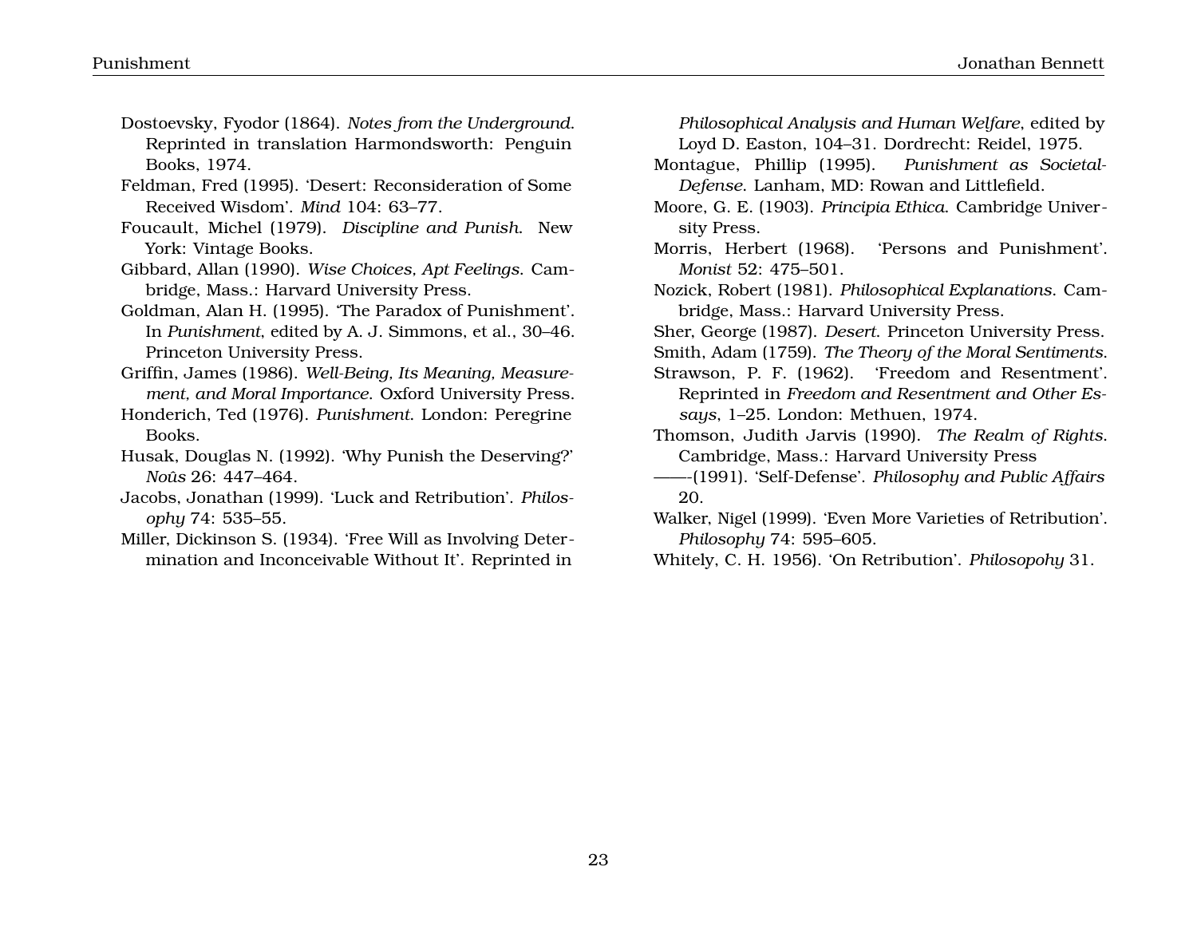Dostoevsky, Fyodor (1864). *Notes from the Underground*. Reprinted in translation Harmondsworth: Penguin Books, 1974.

Feldman, Fred (1995). 'Desert: Reconsideration of Some Received Wisdom'. *Mind* 104: 63–77.

Foucault, Michel (1979). *Discipline and Punish*. New York: Vintage Books.

Gibbard, Allan (1990). *Wise Choices, Apt Feelings*. Cambridge, Mass.: Harvard University Press.

Goldman, Alan H. (1995). 'The Paradox of Punishment'. In *Punishment*, edited by A. J. Simmons, et al., 30–46. Princeton University Press.

Griffin, James (1986). *Well-Being, Its Meaning, Measurement, and Moral Importance*. Oxford University Press.

Honderich, Ted (1976). *Punishment*. London: Peregrine Books.

Husak, Douglas N. (1992). 'Why Punish the Deserving?' *Noûs* 26: 447–464.

Jacobs, Jonathan (1999). 'Luck and Retribution'. *Philosophy* 74: 535–55.

Miller, Dickinson S. (1934). 'Free Will as Involving Determination and Inconceivable Without It'. Reprinted in *Philosophical Analysis and Human Welfare*, edited by Loyd D. Easton, 104–31. Dordrecht: Reidel, 1975.

Montague, Phillip (1995). *Punishment as Societal-Defense*. Lanham, MD: Rowan and Littlefield.

Moore, G. E. (1903). *Principia Ethica*. Cambridge University Press.

Morris, Herbert (1968). 'Persons and Punishment'. *Monist* 52: 475–501.

Nozick, Robert (1981). *Philosophical Explanations*. Cambridge, Mass.: Harvard University Press.

Sher, George (1987). *Desert*. Princeton University Press.

Smith, Adam (1759). *The Theory of the Moral Sentiments*.

Strawson, P. F. (1962). 'Freedom and Resentment'. Reprinted in *Freedom and Resentment and Other Essays*, 1–25. London: Methuen, 1974.

Thomson, Judith Jarvis (1990). *The Realm of Rights*. Cambridge, Mass.: Harvard University Press

——-(1991). 'Self-Defense'. *Philosophy and Public Affairs* 20.

Walker, Nigel (1999). 'Even More Varieties of Retribution'. *Philosophy* 74: 595–605.

Whitely, C. H. 1956). 'On Retribution'. *Philosopohy* 31.